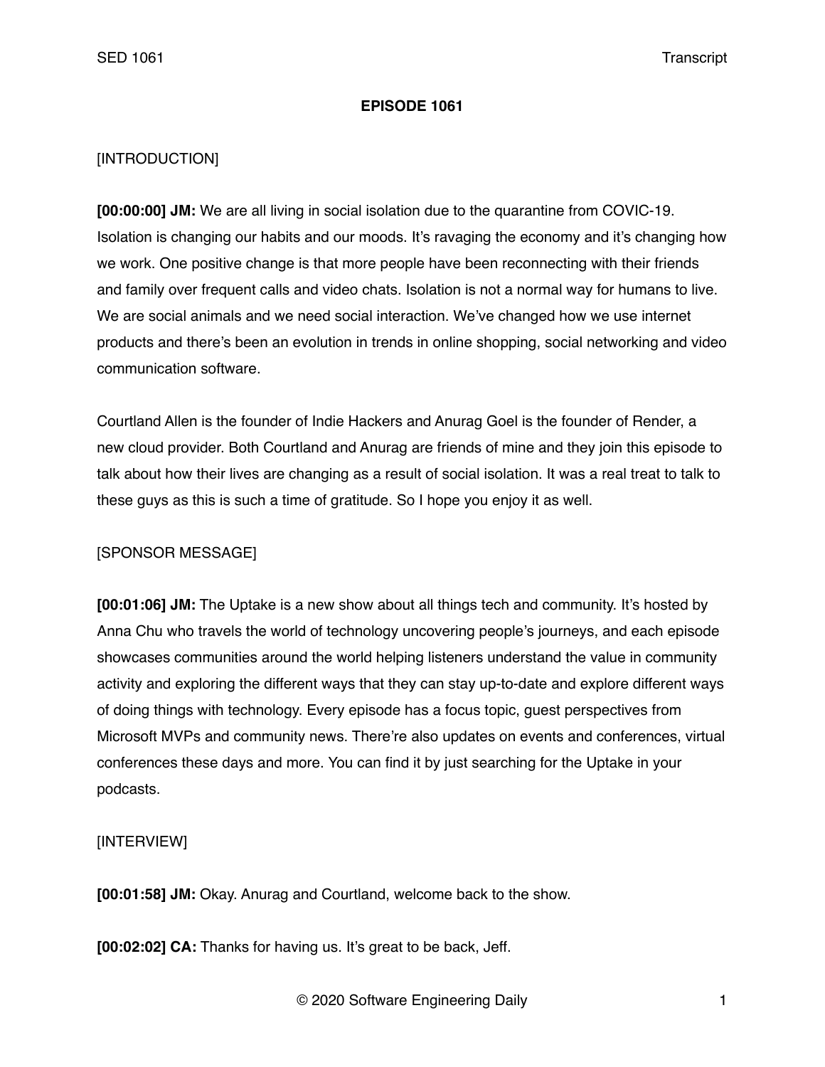**EPISODE 1061**

[INTRODUCTION]

**[00:00:00] JM:** We are all living in social isolation due to the quarantine from COVIC-19. Isolation is changing our habits and our moods. It's ravaging the economy and it's changing how we work. One positive change is that more people have been reconnecting with their friends and family over frequent calls and video chats. Isolation is not a normal way for humans to live. We are social animals and we need social interaction. We've changed how we use internet products and there's been an evolution in trends in online shopping, social networking and video communication software.

Courtland Allen is the founder of Indie Hackers and Anurag Goel is the founder of Render, a new cloud provider. Both Courtland and Anurag are friends of mine and they join this episode to talk about how their lives are changing as a result of social isolation. It was a real treat to talk to these guys as this is such a time of gratitude. So I hope you enjoy it as well.

[SPONSOR MESSAGE]

**[00:01:06] JM:** The Uptake is a new show about all things tech and community. It's hosted by Anna Chu who travels the world of technology uncovering people's journeys, and each episode showcases communities around the world helping listeners understand the value in community activity and exploring the different ways that they can stay up-to-date and explore different ways of doing things with technology. Every episode has a focus topic, guest perspectives from Microsoft MVPs and community news. There're also updates on events and conferences, virtual conferences these days and more. You can find it by just searching for the Uptake in your podcasts.

[INTERVIEW]

**[00:01:58] JM:** Okay. Anurag and Courtland, welcome back to the show.

**[00:02:02] CA:** Thanks for having us. It's great to be back, Jeff.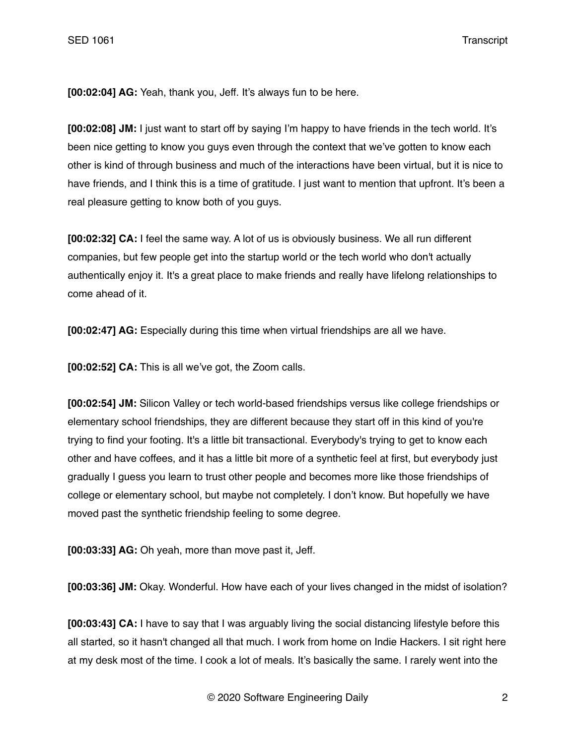**[00:02:04] AG:** Yeah, thank you, Jeff. It's always fun to be here.

**[00:02:08] JM:** I just want to start off by saying I'm happy to have friends in the tech world. It's been nice getting to know you guys even through the context that we've gotten to know each other is kind of through business and much of the interactions have been virtual, but it is nice to have friends, and I think this is a time of gratitude. I just want to mention that upfront. It's been a real pleasure getting to know both of you guys.

**[00:02:32] CA:** I feel the same way. A lot of us is obviously business. We all run different companies, but few people get into the startup world or the tech world who don't actually authentically enjoy it. It's a great place to make friends and really have lifelong relationships to come ahead of it.

**[00:02:47] AG:** Especially during this time when virtual friendships are all we have.

**[00:02:52] CA:** This is all we've got, the Zoom calls.

**[00:02:54] JM:** Silicon Valley or tech world-based friendships versus like college friendships or elementary school friendships, they are different because they start off in this kind of you're trying to find your footing. It's a little bit transactional. Everybody's trying to get to know each other and have coffees, and it has a little bit more of a synthetic feel at first, but everybody just gradually I guess you learn to trust other people and becomes more like those friendships of college or elementary school, but maybe not completely. I don't know. But hopefully we have moved past the synthetic friendship feeling to some degree.

**[00:03:33] AG:** Oh yeah, more than move past it, Jeff.

**[00:03:36] JM:** Okay. Wonderful. How have each of your lives changed in the midst of isolation?

**[00:03:43] CA:** I have to say that I was arguably living the social distancing lifestyle before this all started, so it hasn't changed all that much. I work from home on Indie Hackers. I sit right here at my desk most of the time. I cook a lot of meals. It's basically the same. I rarely went into the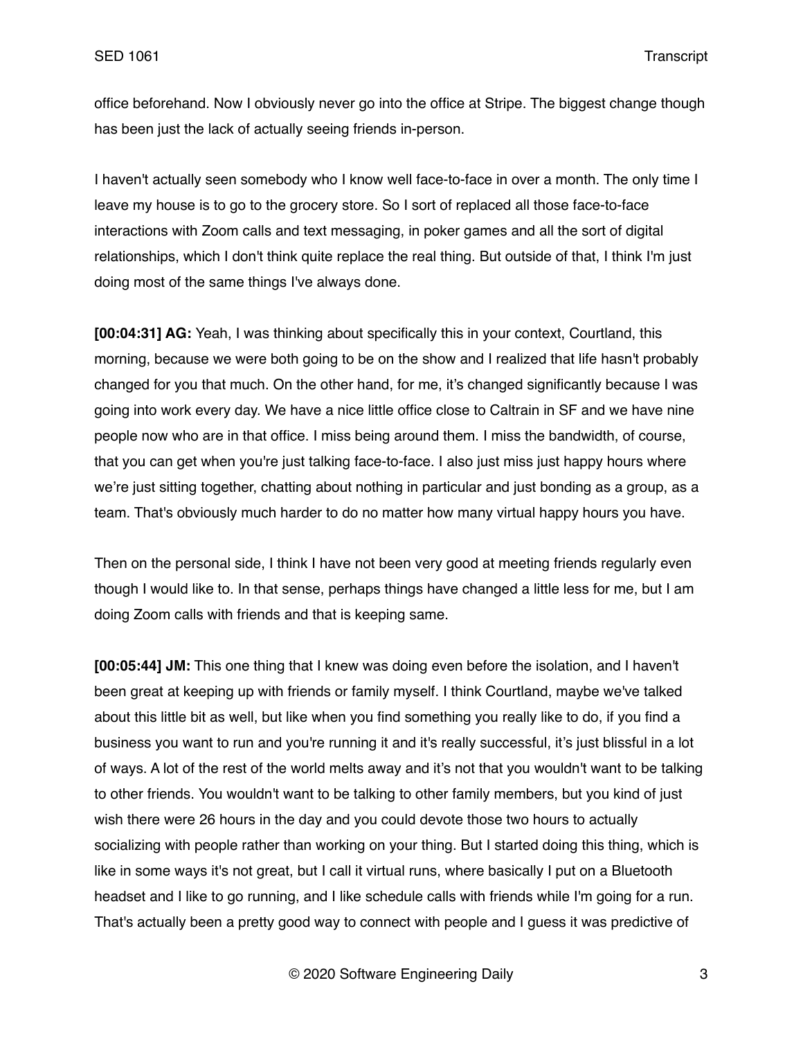office beforehand. Now I obviously never go into the office at Stripe. The biggest change though has been just the lack of actually seeing friends in-person.

I haven't actually seen somebody who I know well face-to-face in over a month. The only time I leave my house is to go to the grocery store. So I sort of replaced all those face-to-face interactions with Zoom calls and text messaging, in poker games and all the sort of digital relationships, which I don't think quite replace the real thing. But outside of that, I think I'm just doing most of the same things I've always done.

**[00:04:31] AG:** Yeah, I was thinking about specifically this in your context, Courtland, this morning, because we were both going to be on the show and I realized that life hasn't probably changed for you that much. On the other hand, for me, it's changed significantly because I was going into work every day. We have a nice little office close to Caltrain in SF and we have nine people now who are in that office. I miss being around them. I miss the bandwidth, of course, that you can get when you're just talking face-to-face. I also just miss just happy hours where we're just sitting together, chatting about nothing in particular and just bonding as a group, as a team. That's obviously much harder to do no matter how many virtual happy hours you have.

Then on the personal side, I think I have not been very good at meeting friends regularly even though I would like to. In that sense, perhaps things have changed a little less for me, but I am doing Zoom calls with friends and that is keeping same.

**[00:05:44] JM:** This one thing that I knew was doing even before the isolation, and I haven't been great at keeping up with friends or family myself. I think Courtland, maybe we've talked about this little bit as well, but like when you find something you really like to do, if you find a business you want to run and you're running it and it's really successful, it's just blissful in a lot of ways. A lot of the rest of the world melts away and it's not that you wouldn't want to be talking to other friends. You wouldn't want to be talking to other family members, but you kind of just wish there were 26 hours in the day and you could devote those two hours to actually socializing with people rather than working on your thing. But I started doing this thing, which is like in some ways it's not great, but I call it virtual runs, where basically I put on a Bluetooth headset and I like to go running, and I like schedule calls with friends while I'm going for a run. That's actually been a pretty good way to connect with people and I guess it was predictive of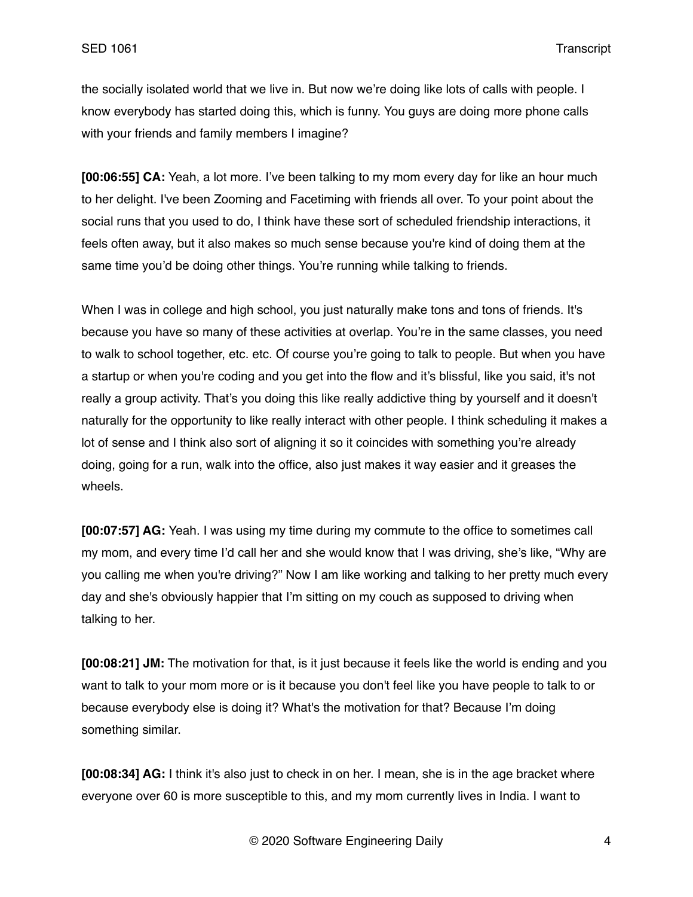the socially isolated world that we live in. But now we're doing like lots of calls with people. I know everybody has started doing this, which is funny. You guys are doing more phone calls with your friends and family members I imagine?

**[00:06:55] CA:** Yeah, a lot more. I've been talking to my mom every day for like an hour much to her delight. I've been Zooming and Facetiming with friends all over. To your point about the social runs that you used to do, I think have these sort of scheduled friendship interactions, it feels often away, but it also makes so much sense because you're kind of doing them at the same time you'd be doing other things. You're running while talking to friends.

When I was in college and high school, you just naturally make tons and tons of friends. It's because you have so many of these activities at overlap. You're in the same classes, you need to walk to school together, etc. etc. Of course you're going to talk to people. But when you have a startup or when you're coding and you get into the flow and it's blissful, like you said, it's not really a group activity. That's you doing this like really addictive thing by yourself and it doesn't naturally for the opportunity to like really interact with other people. I think scheduling it makes a lot of sense and I think also sort of aligning it so it coincides with something you're already doing, going for a run, walk into the office, also just makes it way easier and it greases the wheels.

**[00:07:57] AG:** Yeah. I was using my time during my commute to the office to sometimes call my mom, and every time I'd call her and she would know that I was driving, she's like, "Why are you calling me when you're driving?" Now I am like working and talking to her pretty much every day and she's obviously happier that I'm sitting on my couch as supposed to driving when talking to her.

**[00:08:21] JM:** The motivation for that, is it just because it feels like the world is ending and you want to talk to your mom more or is it because you don't feel like you have people to talk to or because everybody else is doing it? What's the motivation for that? Because I'm doing something similar.

**[00:08:34] AG:** I think it's also just to check in on her. I mean, she is in the age bracket where everyone over 60 is more susceptible to this, and my mom currently lives in India. I want to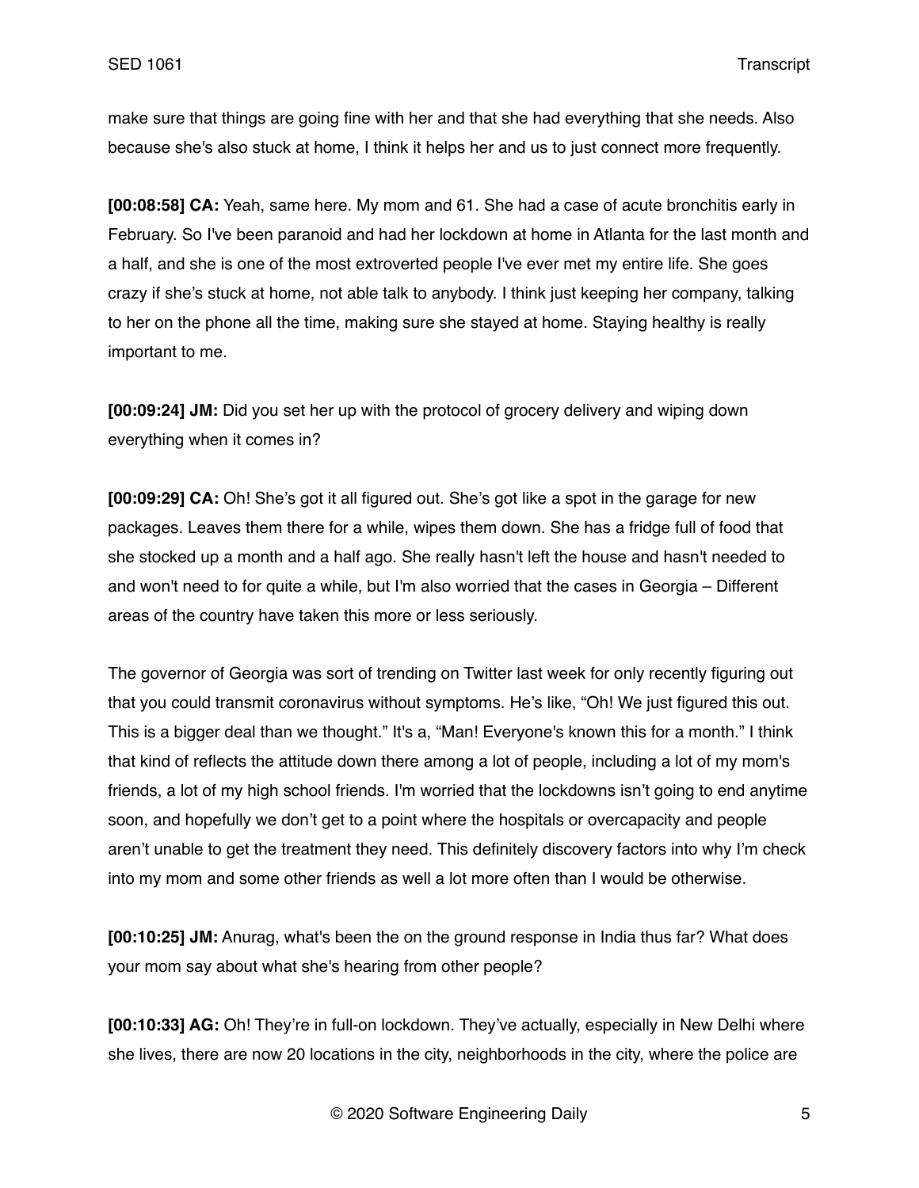make sure that things are going fine with her and that she had everything that she needs. Also because she's also stuck at home, I think it helps her and us to just connect more frequently.

**[00:08:58] CA:** Yeah, same here. My mom and 61. She had a case of acute bronchitis early in February. So I've been paranoid and had her lockdown at home in Atlanta for the last month and a half, and she is one of the most extroverted people I've ever met my entire life. She goes crazy if she's stuck at home, not able talk to anybody. I think just keeping her company, talking to her on the phone all the time, making sure she stayed at home. Staying healthy is really important to me.

**[00:09:24] JM:** Did you set her up with the protocol of grocery delivery and wiping down everything when it comes in?

**[00:09:29] CA:** Oh! She's got it all figured out. She's got like a spot in the garage for new packages. Leaves them there for a while, wipes them down. She has a fridge full of food that she stocked up a month and a half ago. She really hasn't left the house and hasn't needed to and won't need to for quite a while, but I'm also worried that the cases in Georgia – Different areas of the country have taken this more or less seriously.

The governor of Georgia was sort of trending on Twitter last week for only recently figuring out that you could transmit coronavirus without symptoms. He's like, "Oh! We just figured this out. This is a bigger deal than we thought." It's a, "Man! Everyone's known this for a month." I think that kind of reflects the attitude down there among a lot of people, including a lot of my mom's friends, a lot of my high school friends. I'm worried that the lockdowns isn't going to end anytime soon, and hopefully we don't get to a point where the hospitals or overcapacity and people aren't unable to get the treatment they need. This definitely discovery factors into why I'm check into my mom and some other friends as well a lot more often than I would be otherwise.

**[00:10:25] JM:** Anurag, what's been the on the ground response in India thus far? What does your mom say about what she's hearing from other people?

**[00:10:33] AG:** Oh! They're in full-on lockdown. They've actually, especially in New Delhi where she lives, there are now 20 locations in the city, neighborhoods in the city, where the police are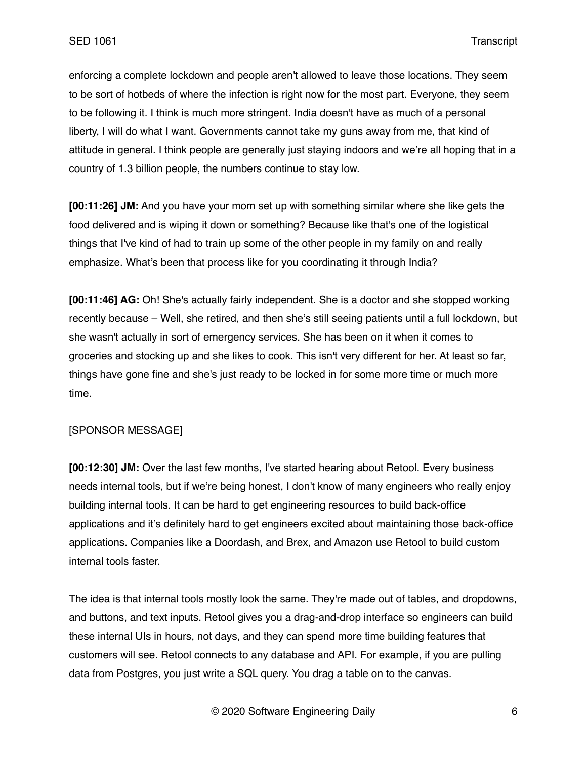enforcing a complete lockdown and people aren't allowed to leave those locations. They seem to be sort of hotbeds of where the infection is right now for the most part. Everyone, they seem to be following it. I think is much more stringent. India doesn't have as much of a personal liberty, I will do what I want. Governments cannot take my guns away from me, that kind of attitude in general. I think people are generally just staying indoors and we're all hoping that in a country of 1.3 billion people, the numbers continue to stay low.

**[00:11:26] JM:** And you have your mom set up with something similar where she like gets the food delivered and is wiping it down or something? Because like that's one of the logistical things that I've kind of had to train up some of the other people in my family on and really emphasize. What's been that process like for you coordinating it through India?

**[00:11:46] AG:** Oh! She's actually fairly independent. She is a doctor and she stopped working recently because – Well, she retired, and then she's still seeing patients until a full lockdown, but she wasn't actually in sort of emergency services. She has been on it when it comes to groceries and stocking up and she likes to cook. This isn't very different for her. At least so far, things have gone fine and she's just ready to be locked in for some more time or much more time.

[SPONSOR MESSAGE]

**[00:12:30] JM:** Over the last few months, I've started hearing about Retool. Every business needs internal tools, but if we're being honest, I don't know of many engineers who really enjoy building internal tools. It can be hard to get engineering resources to build back-office applications and it's definitely hard to get engineers excited about maintaining those back-office applications. Companies like a Doordash, and Brex, and Amazon use Retool to build custom internal tools faster.

The idea is that internal tools mostly look the same. They're made out of tables, and dropdowns, and buttons, and text inputs. Retool gives you a drag-and-drop interface so engineers can build these internal UIs in hours, not days, and they can spend more time building features that customers will see. Retool connects to any database and API. For example, if you are pulling data from Postgres, you just write a SQL query. You drag a table on to the canvas.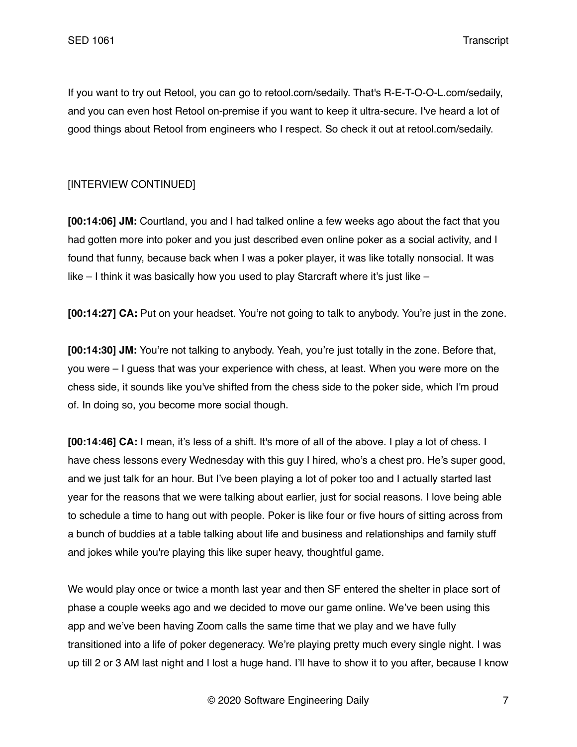If you want to try out Retool, you can go to retool.com/sedaily. That's R-E-T-O-O-L.com/sedaily, and you can even host Retool on-premise if you want to keep it ultra-secure. I've heard a lot of good things about Retool from engineers who I respect. So check it out at retool.com/sedaily.

[INTERVIEW CONTINUED]

**[00:14:06] JM:** Courtland, you and I had talked online a few weeks ago about the fact that you had gotten more into poker and you just described even online poker as a social activity, and I found that funny, because back when I was a poker player, it was like totally nonsocial. It was like – I think it was basically how you used to play Starcraft where it's just like –

**[00:14:27] CA:** Put on your headset. You're not going to talk to anybody. You're just in the zone.

**[00:14:30] JM:** You're not talking to anybody. Yeah, you're just totally in the zone. Before that, you were – I guess that was your experience with chess, at least. When you were more on the chess side, it sounds like you've shifted from the chess side to the poker side, which I'm proud of. In doing so, you become more social though.

**[00:14:46] CA:** I mean, it's less of a shift. It's more of all of the above. I play a lot of chess. I have chess lessons every Wednesday with this guy I hired, who's a chest pro. He's super good, and we just talk for an hour. But I've been playing a lot of poker too and I actually started last year for the reasons that we were talking about earlier, just for social reasons. I love being able to schedule a time to hang out with people. Poker is like four or five hours of sitting across from a bunch of buddies at a table talking about life and business and relationships and family stuff and jokes while you're playing this like super heavy, thoughtful game.

We would play once or twice a month last year and then SF entered the shelter in place sort of phase a couple weeks ago and we decided to move our game online. We've been using this app and we've been having Zoom calls the same time that we play and we have fully transitioned into a life of poker degeneracy. We're playing pretty much every single night. I was up till 2 or 3 AM last night and I lost a huge hand. I'll have to show it to you after, because I know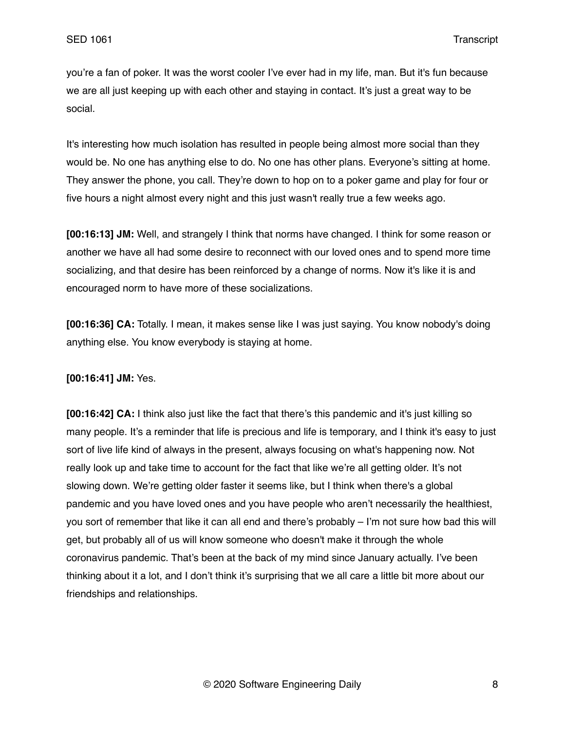you're a fan of poker. It was the worst cooler I've ever had in my life, man. But it's fun because we are all just keeping up with each other and staying in contact. It's just a great way to be social.

It's interesting how much isolation has resulted in people being almost more social than they would be. No one has anything else to do. No one has other plans. Everyone's sitting at home. They answer the phone, you call. They're down to hop on to a poker game and play for four or five hours a night almost every night and this just wasn't really true a few weeks ago.

**[00:16:13] JM:** Well, and strangely I think that norms have changed. I think for some reason or another we have all had some desire to reconnect with our loved ones and to spend more time socializing, and that desire has been reinforced by a change of norms. Now it's like it is and encouraged norm to have more of these socializations.

**[00:16:36] CA:** Totally. I mean, it makes sense like I was just saying. You know nobody's doing anything else. You know everybody is staying at home.

**[00:16:41] JM:** Yes.

**[00:16:42] CA:** I think also just like the fact that there's this pandemic and it's just killing so many people. It's a reminder that life is precious and life is temporary, and I think it's easy to just sort of live life kind of always in the present, always focusing on what's happening now. Not really look up and take time to account for the fact that like we're all getting older. It's not slowing down. We're getting older faster it seems like, but I think when there's a global pandemic and you have loved ones and you have people who aren't necessarily the healthiest, you sort of remember that like it can all end and there's probably – I'm not sure how bad this will get, but probably all of us will know someone who doesn't make it through the whole coronavirus pandemic. That's been at the back of my mind since January actually. I've been thinking about it a lot, and I don't think it's surprising that we all care a little bit more about our friendships and relationships.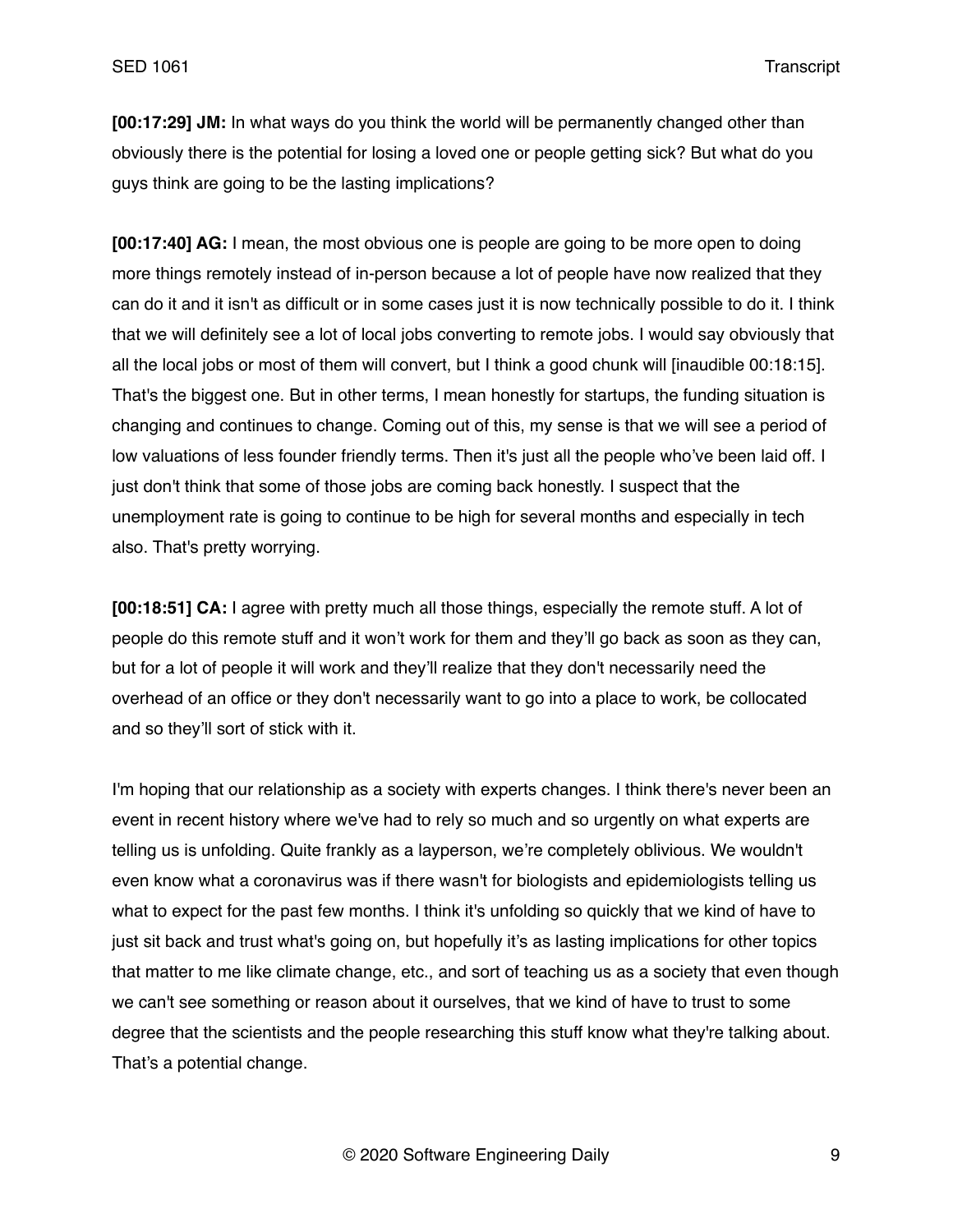**[00:17:29] JM:** In what ways do you think the world will be permanently changed other than obviously there is the potential for losing a loved one or people getting sick? But what do you guys think are going to be the lasting implications?

**[00:17:40] AG:** I mean, the most obvious one is people are going to be more open to doing more things remotely instead of in-person because a lot of people have now realized that they can do it and it isn't as difficult or in some cases just it is now technically possible to do it. I think that we will definitely see a lot of local jobs converting to remote jobs. I would say obviously that all the local jobs or most of them will convert, but I think a good chunk will [inaudible 00:18:15]. That's the biggest one. But in other terms, I mean honestly for startups, the funding situation is changing and continues to change. Coming out of this, my sense is that we will see a period of low valuations of less founder friendly terms. Then it's just all the people who've been laid off. I just don't think that some of those jobs are coming back honestly. I suspect that the unemployment rate is going to continue to be high for several months and especially in tech also. That's pretty worrying.

**[00:18:51] CA:** I agree with pretty much all those things, especially the remote stuff. A lot of people do this remote stuff and it won't work for them and they'll go back as soon as they can, but for a lot of people it will work and they'll realize that they don't necessarily need the overhead of an office or they don't necessarily want to go into a place to work, be collocated and so they'll sort of stick with it.

I'm hoping that our relationship as a society with experts changes. I think there's never been an event in recent history where we've had to rely so much and so urgently on what experts are telling us is unfolding. Quite frankly as a layperson, we're completely oblivious. We wouldn't even know what a coronavirus was if there wasn't for biologists and epidemiologists telling us what to expect for the past few months. I think it's unfolding so quickly that we kind of have to just sit back and trust what's going on, but hopefully it's as lasting implications for other topics that matter to me like climate change, etc., and sort of teaching us as a society that even though we can't see something or reason about it ourselves, that we kind of have to trust to some degree that the scientists and the people researching this stuff know what they're talking about. That's a potential change.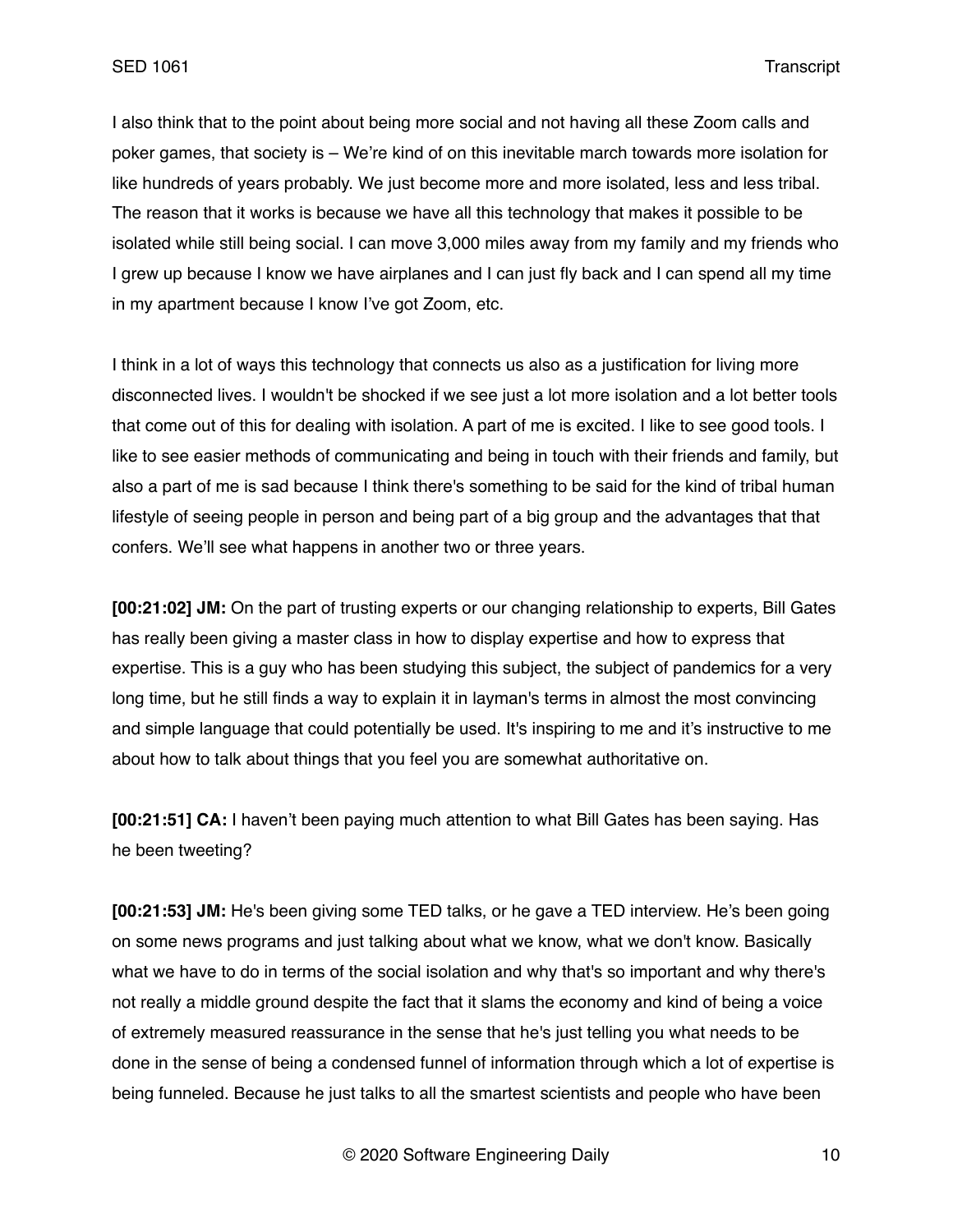I also think that to the point about being more social and not having all these Zoom calls and poker games, that society is – We're kind of on this inevitable march towards more isolation for like hundreds of years probably. We just become more and more isolated, less and less tribal. The reason that it works is because we have all this technology that makes it possible to be isolated while still being social. I can move 3,000 miles away from my family and my friends who I grew up because I know we have airplanes and I can just fly back and I can spend all my time in my apartment because I know I've got Zoom, etc.

I think in a lot of ways this technology that connects us also as a justification for living more disconnected lives. I wouldn't be shocked if we see just a lot more isolation and a lot better tools that come out of this for dealing with isolation. A part of me is excited. I like to see good tools. I like to see easier methods of communicating and being in touch with their friends and family, but also a part of me is sad because I think there's something to be said for the kind of tribal human lifestyle of seeing people in person and being part of a big group and the advantages that that confers. We'll see what happens in another two or three years.

**[00:21:02] JM:** On the part of trusting experts or our changing relationship to experts, Bill Gates has really been giving a master class in how to display expertise and how to express that expertise. This is a guy who has been studying this subject, the subject of pandemics for a very long time, but he still finds a way to explain it in layman's terms in almost the most convincing and simple language that could potentially be used. It's inspiring to me and it's instructive to me about how to talk about things that you feel you are somewhat authoritative on.

**[00:21:51] CA:** I haven't been paying much attention to what Bill Gates has been saying. Has he been tweeting?

**[00:21:53] JM:** He's been giving some TED talks, or he gave a TED interview. He's been going on some news programs and just talking about what we know, what we don't know. Basically what we have to do in terms of the social isolation and why that's so important and why there's not really a middle ground despite the fact that it slams the economy and kind of being a voice of extremely measured reassurance in the sense that he's just telling you what needs to be done in the sense of being a condensed funnel of information through which a lot of expertise is being funneled. Because he just talks to all the smartest scientists and people who have been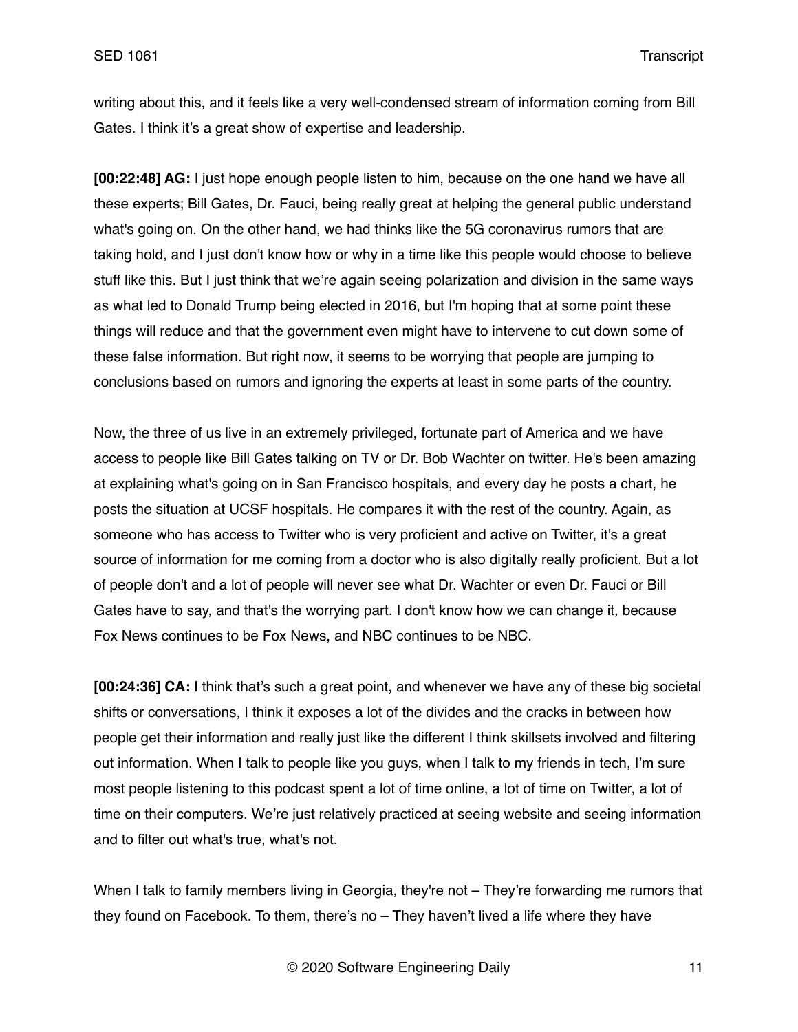writing about this, and it feels like a very well-condensed stream of information coming from Bill Gates. I think it's a great show of expertise and leadership.

**[00:22:48] AG:** I just hope enough people listen to him, because on the one hand we have all these experts; Bill Gates, Dr. Fauci, being really great at helping the general public understand what's going on. On the other hand, we had thinks like the 5G coronavirus rumors that are taking hold, and I just don't know how or why in a time like this people would choose to believe stuff like this. But I just think that we're again seeing polarization and division in the same ways as what led to Donald Trump being elected in 2016, but I'm hoping that at some point these things will reduce and that the government even might have to intervene to cut down some of these false information. But right now, it seems to be worrying that people are jumping to conclusions based on rumors and ignoring the experts at least in some parts of the country.

Now, the three of us live in an extremely privileged, fortunate part of America and we have access to people like Bill Gates talking on TV or Dr. Bob Wachter on twitter. He's been amazing at explaining what's going on in San Francisco hospitals, and every day he posts a chart, he posts the situation at UCSF hospitals. He compares it with the rest of the country. Again, as someone who has access to Twitter who is very proficient and active on Twitter, it's a great source of information for me coming from a doctor who is also digitally really proficient. But a lot of people don't and a lot of people will never see what Dr. Wachter or even Dr. Fauci or Bill Gates have to say, and that's the worrying part. I don't know how we can change it, because Fox News continues to be Fox News, and NBC continues to be NBC.

**[00:24:36] CA:** I think that's such a great point, and whenever we have any of these big societal shifts or conversations, I think it exposes a lot of the divides and the cracks in between how people get their information and really just like the different I think skillsets involved and filtering out information. When I talk to people like you guys, when I talk to my friends in tech, I'm sure most people listening to this podcast spent a lot of time online, a lot of time on Twitter, a lot of time on their computers. We're just relatively practiced at seeing website and seeing information and to filter out what's true, what's not.

When I talk to family members living in Georgia, they're not – They're forwarding me rumors that they found on Facebook. To them, there's no – They haven't lived a life where they have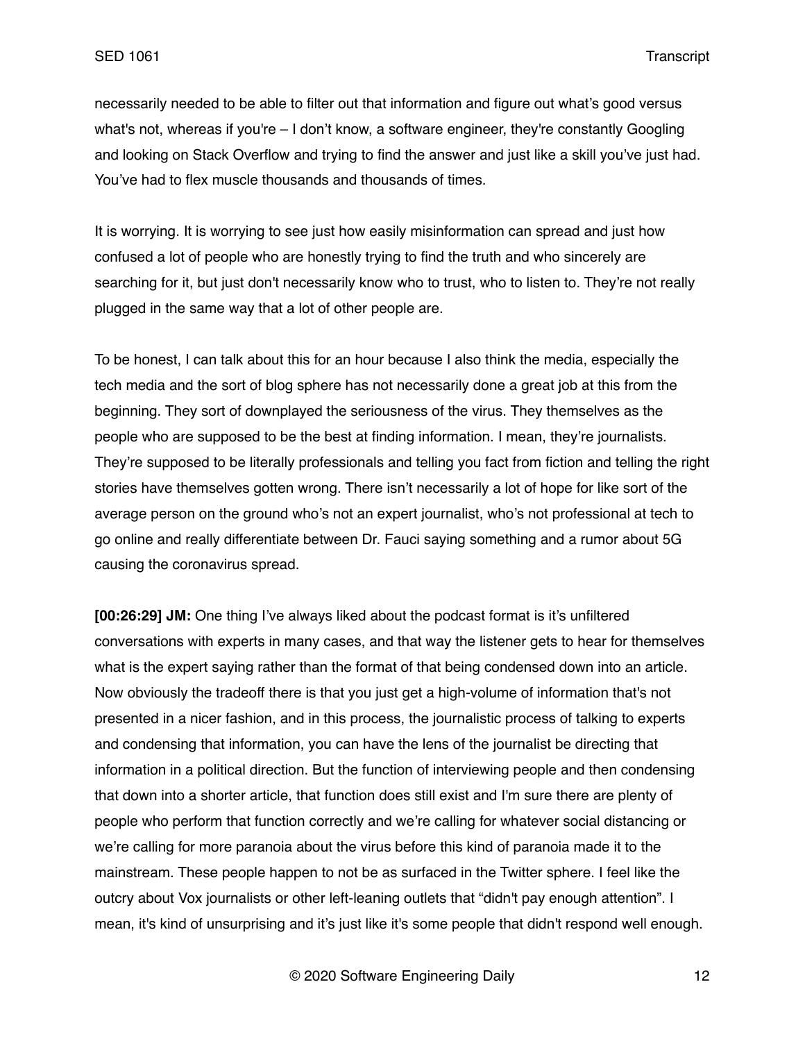necessarily needed to be able to filter out that information and figure out what's good versus what's not, whereas if you're – I don't know, a software engineer, they're constantly Googling and looking on Stack Overflow and trying to find the answer and just like a skill you've just had. You've had to flex muscle thousands and thousands of times.

It is worrying. It is worrying to see just how easily misinformation can spread and just how confused a lot of people who are honestly trying to find the truth and who sincerely are searching for it, but just don't necessarily know who to trust, who to listen to. They're not really plugged in the same way that a lot of other people are.

To be honest, I can talk about this for an hour because I also think the media, especially the tech media and the sort of blog sphere has not necessarily done a great job at this from the beginning. They sort of downplayed the seriousness of the virus. They themselves as the people who are supposed to be the best at finding information. I mean, they're journalists. They're supposed to be literally professionals and telling you fact from fiction and telling the right stories have themselves gotten wrong. There isn't necessarily a lot of hope for like sort of the average person on the ground who's not an expert journalist, who's not professional at tech to go online and really differentiate between Dr. Fauci saying something and a rumor about 5G causing the coronavirus spread.

**[00:26:29] JM:** One thing I've always liked about the podcast format is it's unfiltered conversations with experts in many cases, and that way the listener gets to hear for themselves what is the expert saying rather than the format of that being condensed down into an article. Now obviously the tradeoff there is that you just get a high-volume of information that's not presented in a nicer fashion, and in this process, the journalistic process of talking to experts and condensing that information, you can have the lens of the journalist be directing that information in a political direction. But the function of interviewing people and then condensing that down into a shorter article, that function does still exist and I'm sure there are plenty of people who perform that function correctly and we're calling for whatever social distancing or we're calling for more paranoia about the virus before this kind of paranoia made it to the mainstream. These people happen to not be as surfaced in the Twitter sphere. I feel like the outcry about Vox journalists or other left-leaning outlets that "didn't pay enough attention". I mean, it's kind of unsurprising and it's just like it's some people that didn't respond well enough.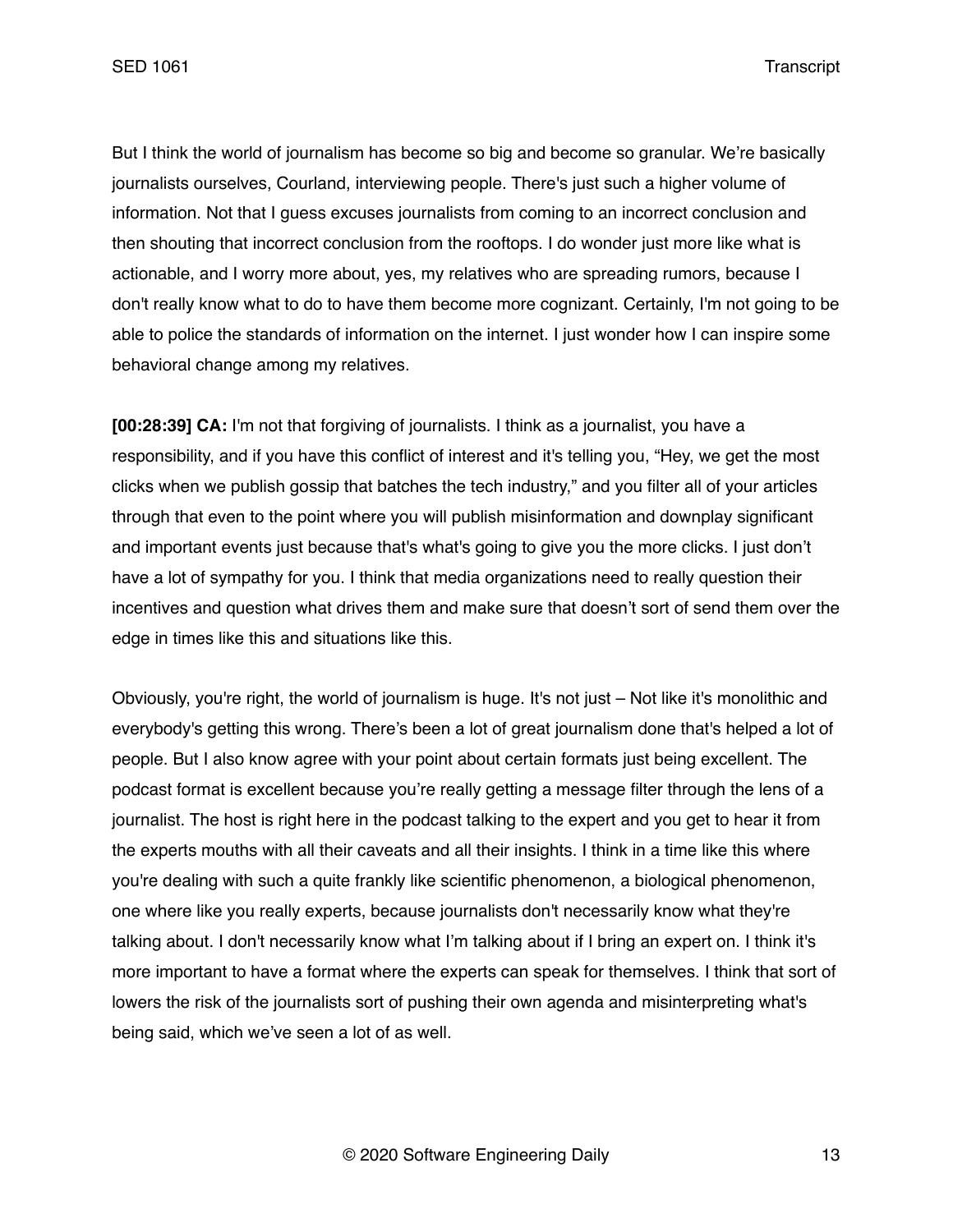But I think the world of journalism has become so big and become so granular. We're basically journalists ourselves, Courland, interviewing people. There's just such a higher volume of information. Not that I guess excuses journalists from coming to an incorrect conclusion and then shouting that incorrect conclusion from the rooftops. I do wonder just more like what is actionable, and I worry more about, yes, my relatives who are spreading rumors, because I don't really know what to do to have them become more cognizant. Certainly, I'm not going to be able to police the standards of information on the internet. I just wonder how I can inspire some behavioral change among my relatives.

**[00:28:39] CA:** I'm not that forgiving of journalists. I think as a journalist, you have a responsibility, and if you have this conflict of interest and it's telling you, "Hey, we get the most clicks when we publish gossip that batches the tech industry," and you filter all of your articles through that even to the point where you will publish misinformation and downplay significant and important events just because that's what's going to give you the more clicks. I just don't have a lot of sympathy for you. I think that media organizations need to really question their incentives and question what drives them and make sure that doesn't sort of send them over the edge in times like this and situations like this.

Obviously, you're right, the world of journalism is huge. It's not just – Not like it's monolithic and everybody's getting this wrong. There's been a lot of great journalism done that's helped a lot of people. But I also know agree with your point about certain formats just being excellent. The podcast format is excellent because you're really getting a message filter through the lens of a journalist. The host is right here in the podcast talking to the expert and you get to hear it from the experts mouths with all their caveats and all their insights. I think in a time like this where you're dealing with such a quite frankly like scientific phenomenon, a biological phenomenon, one where like you really experts, because journalists don't necessarily know what they're talking about. I don't necessarily know what I'm talking about if I bring an expert on. I think it's more important to have a format where the experts can speak for themselves. I think that sort of lowers the risk of the journalists sort of pushing their own agenda and misinterpreting what's being said, which we've seen a lot of as well.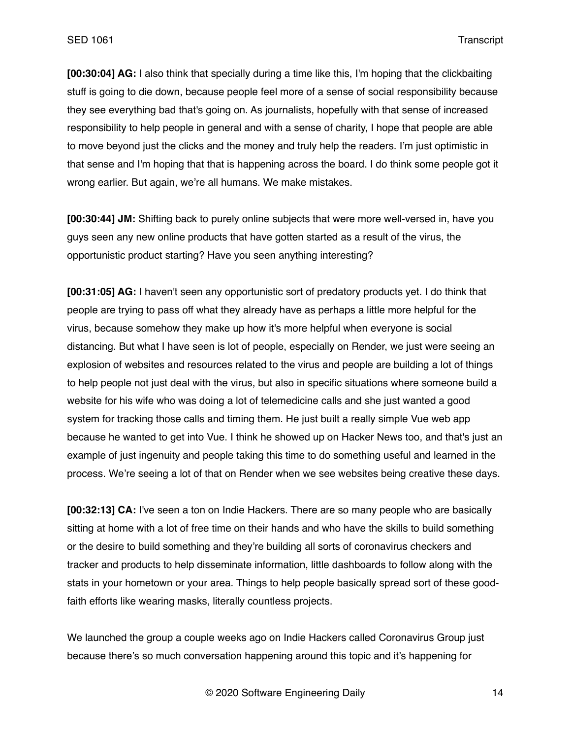**[00:30:04] AG:** I also think that specially during a time like this, I'm hoping that the clickbaiting stuff is going to die down, because people feel more of a sense of social responsibility because they see everything bad that's going on. As journalists, hopefully with that sense of increased responsibility to help people in general and with a sense of charity, I hope that people are able to move beyond just the clicks and the money and truly help the readers. I'm just optimistic in that sense and I'm hoping that that is happening across the board. I do think some people got it wrong earlier. But again, we're all humans. We make mistakes.

**[00:30:44] JM:** Shifting back to purely online subjects that were more well-versed in, have you guys seen any new online products that have gotten started as a result of the virus, the opportunistic product starting? Have you seen anything interesting?

**[00:31:05] AG:** I haven't seen any opportunistic sort of predatory products yet. I do think that people are trying to pass off what they already have as perhaps a little more helpful for the virus, because somehow they make up how it's more helpful when everyone is social distancing. But what I have seen is lot of people, especially on Render, we just were seeing an explosion of websites and resources related to the virus and people are building a lot of things to help people not just deal with the virus, but also in specific situations where someone build a website for his wife who was doing a lot of telemedicine calls and she just wanted a good system for tracking those calls and timing them. He just built a really simple Vue web app because he wanted to get into Vue. I think he showed up on Hacker News too, and that's just an example of just ingenuity and people taking this time to do something useful and learned in the process. We're seeing a lot of that on Render when we see websites being creative these days.

**[00:32:13] CA:** I've seen a ton on Indie Hackers. There are so many people who are basically sitting at home with a lot of free time on their hands and who have the skills to build something or the desire to build something and they're building all sorts of coronavirus checkers and tracker and products to help disseminate information, little dashboards to follow along with the stats in your hometown or your area. Things to help people basically spread sort of these good-faith efforts like wearing masks, literally countless projects.

We launched the group a couple weeks ago on Indie Hackers called Coronavirus Group just because there's so much conversation happening around this topic and it's happening for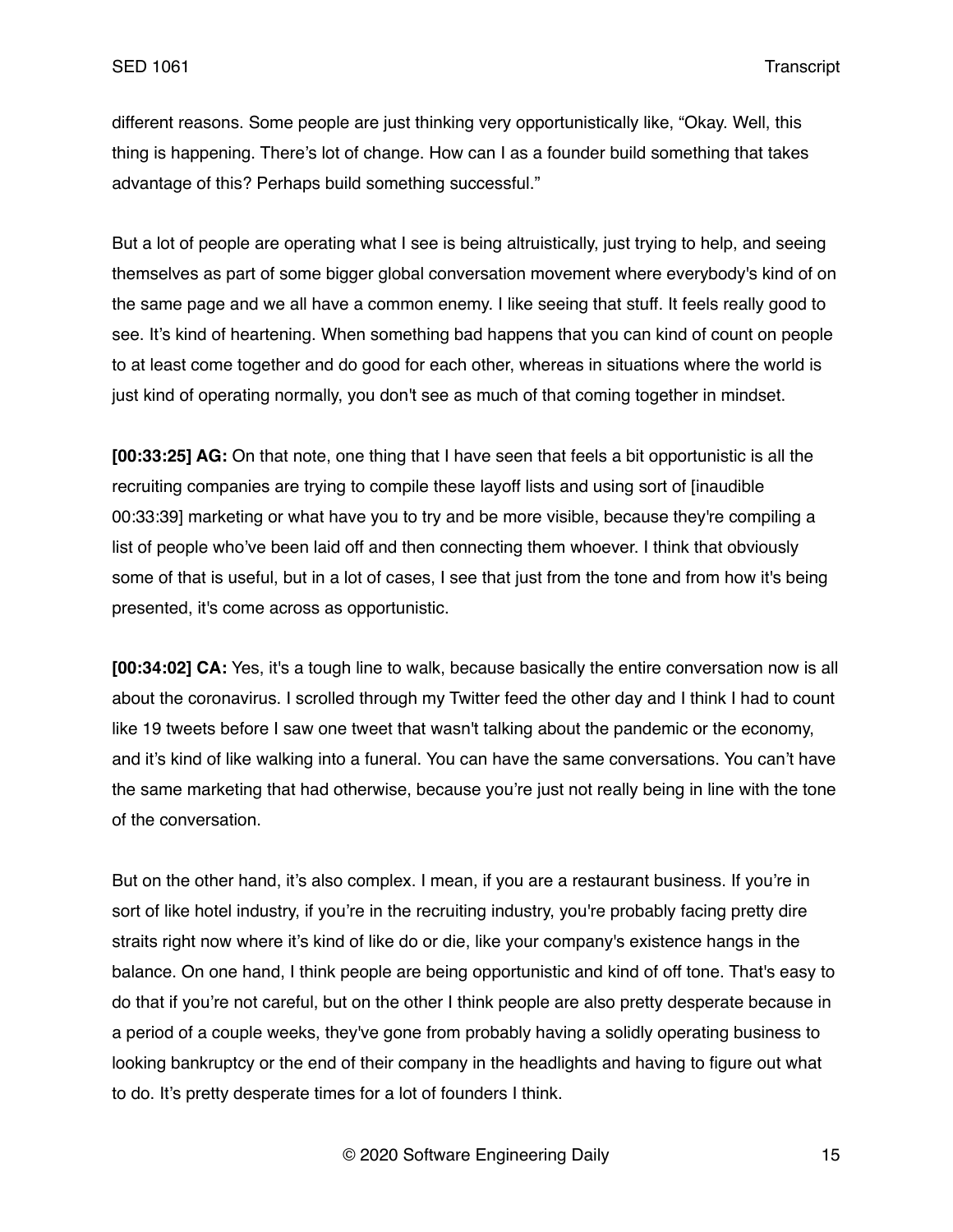different reasons. Some people are just thinking very opportunistically like, “Okay. Well, this thing is happening. There’s lot of change. How can I as a founder build something that takes advantage of this? Perhaps build something successful.”

But a lot of people are operating what I see is being altruistically, just trying to help, and seeing themselves as part of some bigger global conversation movement where everybody's kind of on the same page and we all have a common enemy. I like seeing that stuff. It feels really good to see. It’s kind of heartening. When something bad happens that you can kind of count on people to at least come together and do good for each other, whereas in situations where the world is just kind of operating normally, you don't see as much of that coming together in mindset.

**[00:33:25] AG:** On that note, one thing that I have seen that feels a bit opportunistic is all the recruiting companies are trying to compile these layoff lists and using sort of [inaudible 00:33:39] marketing or what have you to try and be more visible, because they're compiling a list of people who’ve been laid off and then connecting them whoever. I think that obviously some of that is useful, but in a lot of cases, I see that just from the tone and from how it's being presented, it's come across as opportunistic.

**[00:34:02] CA:** Yes, it's a tough line to walk, because basically the entire conversation now is all about the coronavirus. I scrolled through my Twitter feed the other day and I think I had to count like 19 tweets before I saw one tweet that wasn't talking about the pandemic or the economy, and it’s kind of like walking into a funeral. You can have the same conversations. You can’t have the same marketing that had otherwise, because you’re just not really being in line with the tone of the conversation.

But on the other hand, it’s also complex. I mean, if you are a restaurant business. If you’re in sort of like hotel industry, if you’re in the recruiting industry, you're probably facing pretty dire straits right now where it’s kind of like do or die, like your company's existence hangs in the balance. On one hand, I think people are being opportunistic and kind of off tone. That's easy to do that if you’re not careful, but on the other I think people are also pretty desperate because in a period of a couple weeks, they've gone from probably having a solidly operating business to looking bankruptcy or the end of their company in the headlights and having to figure out what to do. It’s pretty desperate times for a lot of founders I think.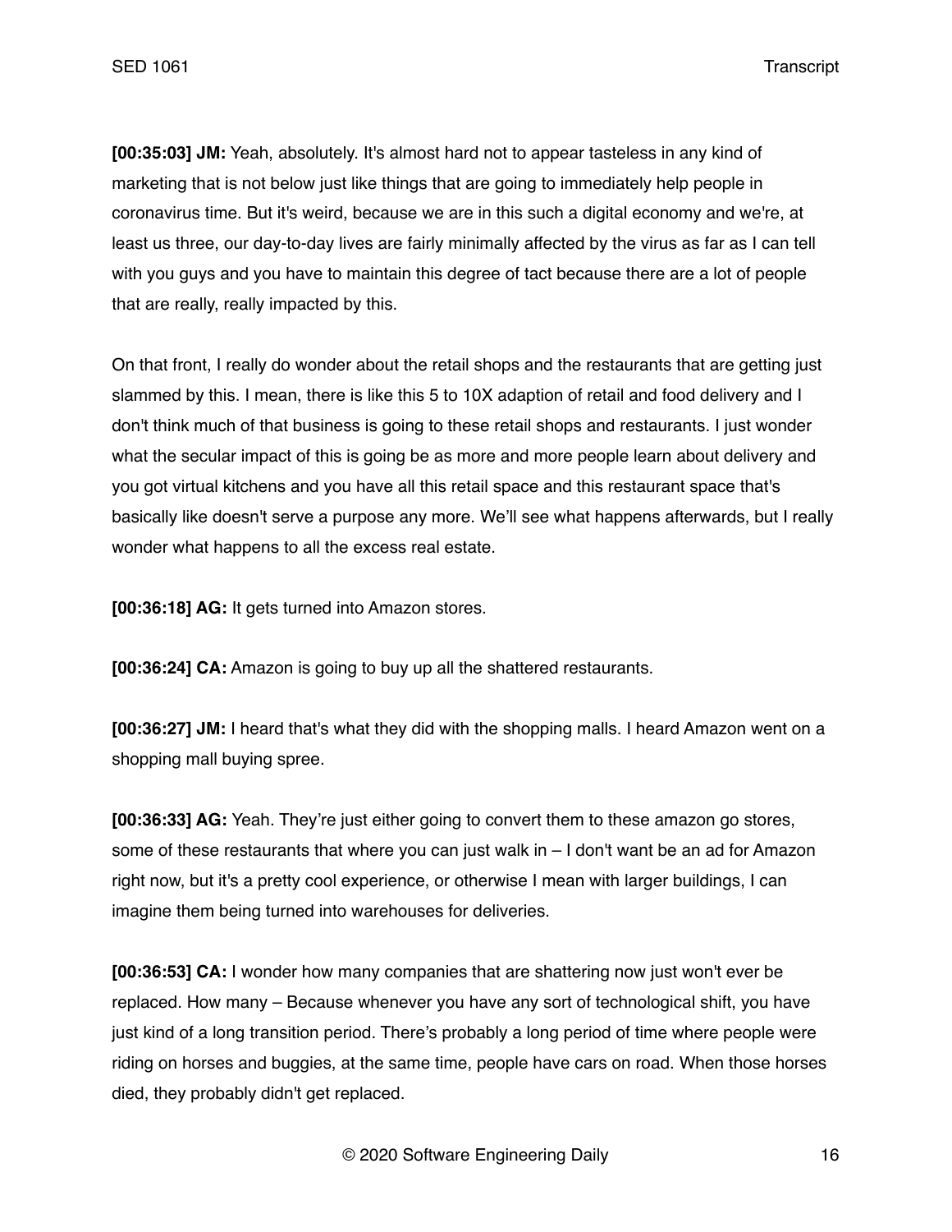**[00:35:03] JM:** Yeah, absolutely. It's almost hard not to appear tasteless in any kind of marketing that is not below just like things that are going to immediately help people in coronavirus time. But it's weird, because we are in this such a digital economy and we're, at least us three, our day-to-day lives are fairly minimally affected by the virus as far as I can tell with you guys and you have to maintain this degree of tact because there are a lot of people that are really, really impacted by this.

On that front, I really do wonder about the retail shops and the restaurants that are getting just slammed by this. I mean, there is like this 5 to 10X adaption of retail and food delivery and I don't think much of that business is going to these retail shops and restaurants. I just wonder what the secular impact of this is going be as more and more people learn about delivery and you got virtual kitchens and you have all this retail space and this restaurant space that's basically like doesn't serve a purpose any more. We'll see what happens afterwards, but I really wonder what happens to all the excess real estate.

**[00:36:18] AG:** It gets turned into Amazon stores.

**[00:36:24] CA:** Amazon is going to buy up all the shattered restaurants.

**[00:36:27] JM:** I heard that's what they did with the shopping malls. I heard Amazon went on a shopping mall buying spree.

**[00:36:33] AG:** Yeah. They're just either going to convert them to these amazon go stores, some of these restaurants that where you can just walk in – I don't want be an ad for Amazon right now, but it's a pretty cool experience, or otherwise I mean with larger buildings, I can imagine them being turned into warehouses for deliveries.

**[00:36:53] CA:** I wonder how many companies that are shattering now just won't ever be replaced. How many – Because whenever you have any sort of technological shift, you have just kind of a long transition period. There's probably a long period of time where people were riding on horses and buggies, at the same time, people have cars on road. When those horses died, they probably didn't get replaced.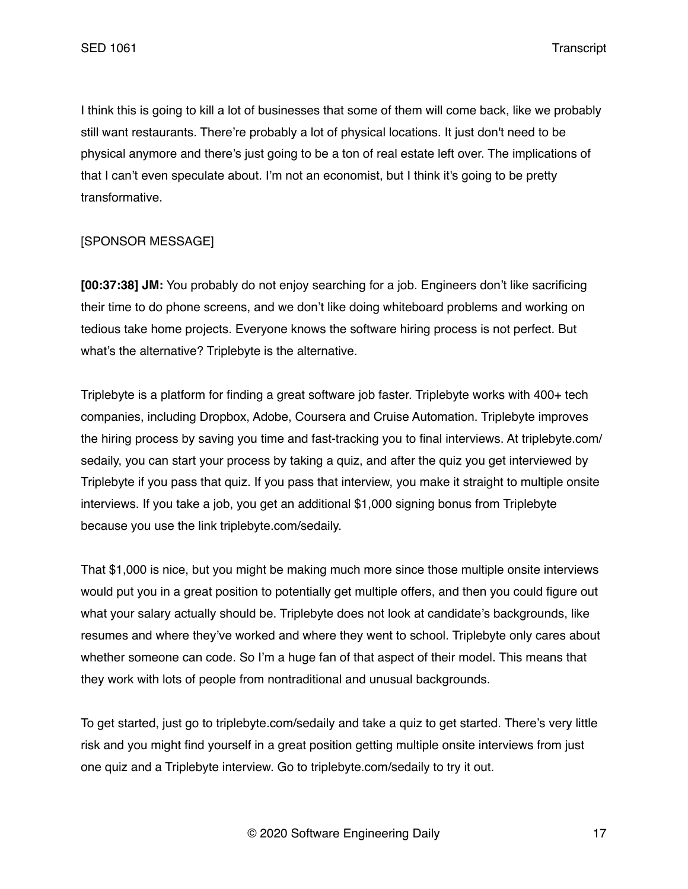I think this is going to kill a lot of businesses that some of them will come back, like we probably still want restaurants. There're probably a lot of physical locations. It just don't need to be physical anymore and there's just going to be a ton of real estate left over. The implications of that I can't even speculate about. I'm not an economist, but I think it's going to be pretty transformative.

[SPONSOR MESSAGE]

**[00:37:38] JM:** You probably do not enjoy searching for a job. Engineers don't like sacrificing their time to do phone screens, and we don't like doing whiteboard problems and working on tedious take home projects. Everyone knows the software hiring process is not perfect. But what's the alternative? Triplebyte is the alternative.

Triplebyte is a platform for finding a great software job faster. Triplebyte works with 400+ tech companies, including Dropbox, Adobe, Coursera and Cruise Automation. Triplebyte improves the hiring process by saving you time and fast-tracking you to final interviews. At triplebyte.com/sedaily, you can start your process by taking a quiz, and after the quiz you get interviewed by Triplebyte if you pass that quiz. If you pass that interview, you make it straight to multiple onsite interviews. If you take a job, you get an additional $1,000 signing bonus from Triplebyte because you use the link triplebyte.com/sedaily.

That $1,000 is nice, but you might be making much more since those multiple onsite interviews would put you in a great position to potentially get multiple offers, and then you could figure out what your salary actually should be. Triplebyte does not look at candidate's backgrounds, like resumes and where they've worked and where they went to school. Triplebyte only cares about whether someone can code. So I'm a huge fan of that aspect of their model. This means that they work with lots of people from nontraditional and unusual backgrounds.

To get started, just go to triplebyte.com/sedaily and take a quiz to get started. There's very little risk and you might find yourself in a great position getting multiple onsite interviews from just one quiz and a Triplebyte interview. Go to triplebyte.com/sedaily to try it out.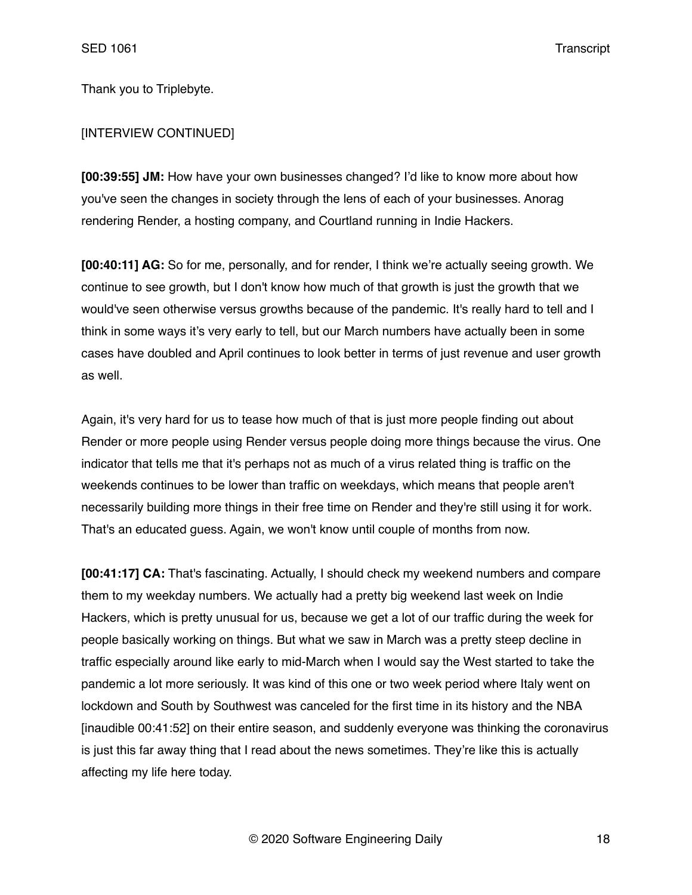Thank you to Triplebyte.

[INTERVIEW CONTINUED]

**[00:39:55] JM:** How have your own businesses changed? I'd like to know more about how you've seen the changes in society through the lens of each of your businesses. Anorag rendering Render, a hosting company, and Courtland running in Indie Hackers.

**[00:40:11] AG:** So for me, personally, and for render, I think we're actually seeing growth. We continue to see growth, but I don't know how much of that growth is just the growth that we would've seen otherwise versus growths because of the pandemic. It's really hard to tell and I think in some ways it's very early to tell, but our March numbers have actually been in some cases have doubled and April continues to look better in terms of just revenue and user growth as well.

Again, it's very hard for us to tease how much of that is just more people finding out about Render or more people using Render versus people doing more things because the virus. One indicator that tells me that it's perhaps not as much of a virus related thing is traffic on the weekends continues to be lower than traffic on weekdays, which means that people aren't necessarily building more things in their free time on Render and they're still using it for work. That's an educated guess. Again, we won't know until couple of months from now.

**[00:41:17] CA:** That's fascinating. Actually, I should check my weekend numbers and compare them to my weekday numbers. We actually had a pretty big weekend last week on Indie Hackers, which is pretty unusual for us, because we get a lot of our traffic during the week for people basically working on things. But what we saw in March was a pretty steep decline in traffic especially around like early to mid-March when I would say the West started to take the pandemic a lot more seriously. It was kind of this one or two week period where Italy went on lockdown and South by Southwest was canceled for the first time in its history and the NBA [inaudible 00:41:52] on their entire season, and suddenly everyone was thinking the coronavirus is just this far away thing that I read about the news sometimes. They're like this is actually affecting my life here today.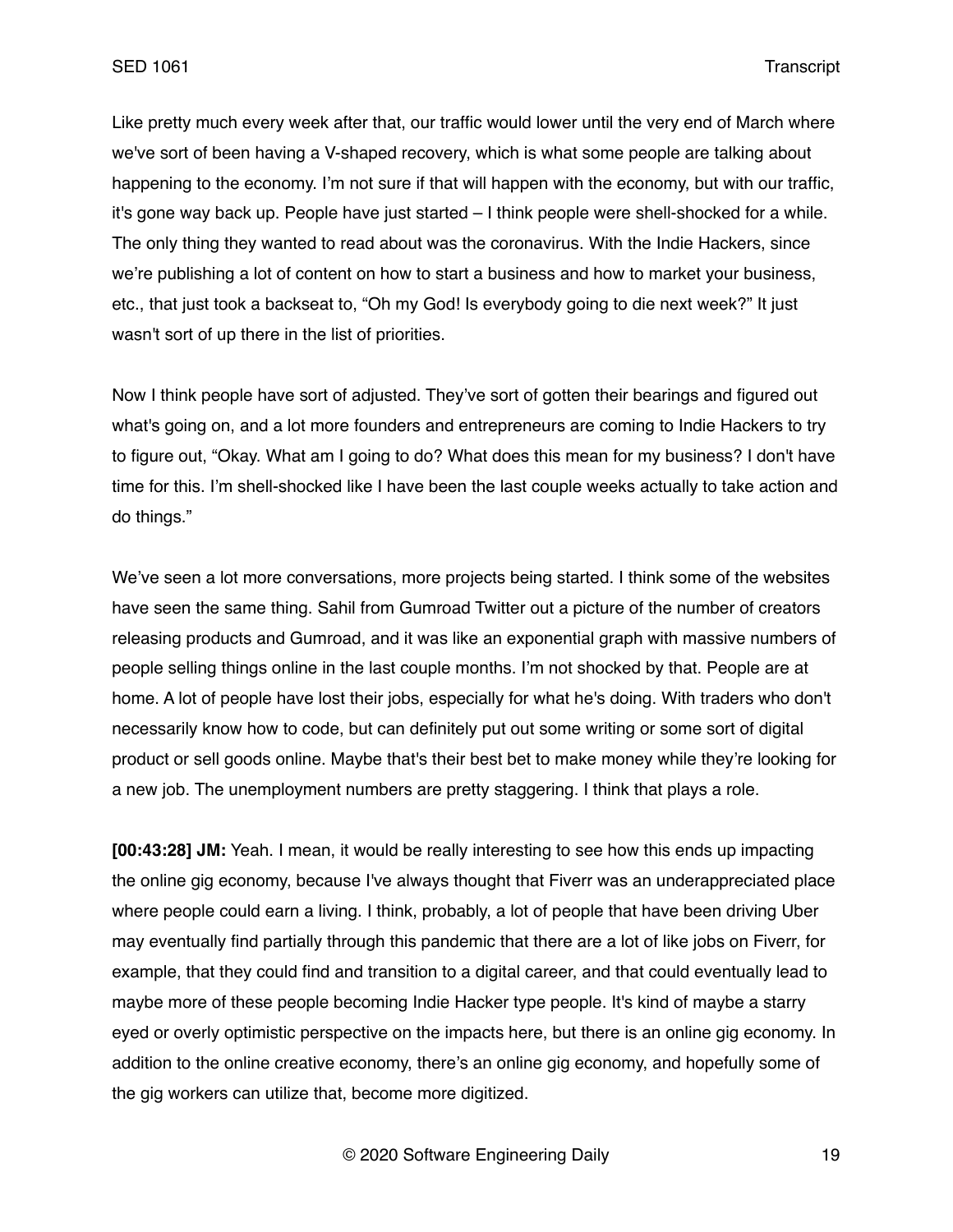Like pretty much every week after that, our traffic would lower until the very end of March where we've sort of been having a V-shaped recovery, which is what some people are talking about happening to the economy. I'm not sure if that will happen with the economy, but with our traffic, it's gone way back up. People have just started – I think people were shell-shocked for a while. The only thing they wanted to read about was the coronavirus. With the Indie Hackers, since we're publishing a lot of content on how to start a business and how to market your business, etc., that just took a backseat to, "Oh my God! Is everybody going to die next week?" It just wasn't sort of up there in the list of priorities.

Now I think people have sort of adjusted. They've sort of gotten their bearings and figured out what's going on, and a lot more founders and entrepreneurs are coming to Indie Hackers to try to figure out, "Okay. What am I going to do? What does this mean for my business? I don't have time for this. I'm shell-shocked like I have been the last couple weeks actually to take action and do things."

We've seen a lot more conversations, more projects being started. I think some of the websites have seen the same thing. Sahil from Gumroad Twitter out a picture of the number of creators releasing products and Gumroad, and it was like an exponential graph with massive numbers of people selling things online in the last couple months. I'm not shocked by that. People are at home. A lot of people have lost their jobs, especially for what he's doing. With traders who don't necessarily know how to code, but can definitely put out some writing or some sort of digital product or sell goods online. Maybe that's their best bet to make money while they're looking for a new job. The unemployment numbers are pretty staggering. I think that plays a role.

**[00:43:28] JM:** Yeah. I mean, it would be really interesting to see how this ends up impacting the online gig economy, because I've always thought that Fiverr was an underappreciated place where people could earn a living. I think, probably, a lot of people that have been driving Uber may eventually find partially through this pandemic that there are a lot of like jobs on Fiverr, for example, that they could find and transition to a digital career, and that could eventually lead to maybe more of these people becoming Indie Hacker type people. It's kind of maybe a starry eyed or overly optimistic perspective on the impacts here, but there is an online gig economy. In addition to the online creative economy, there's an online gig economy, and hopefully some of the gig workers can utilize that, become more digitized.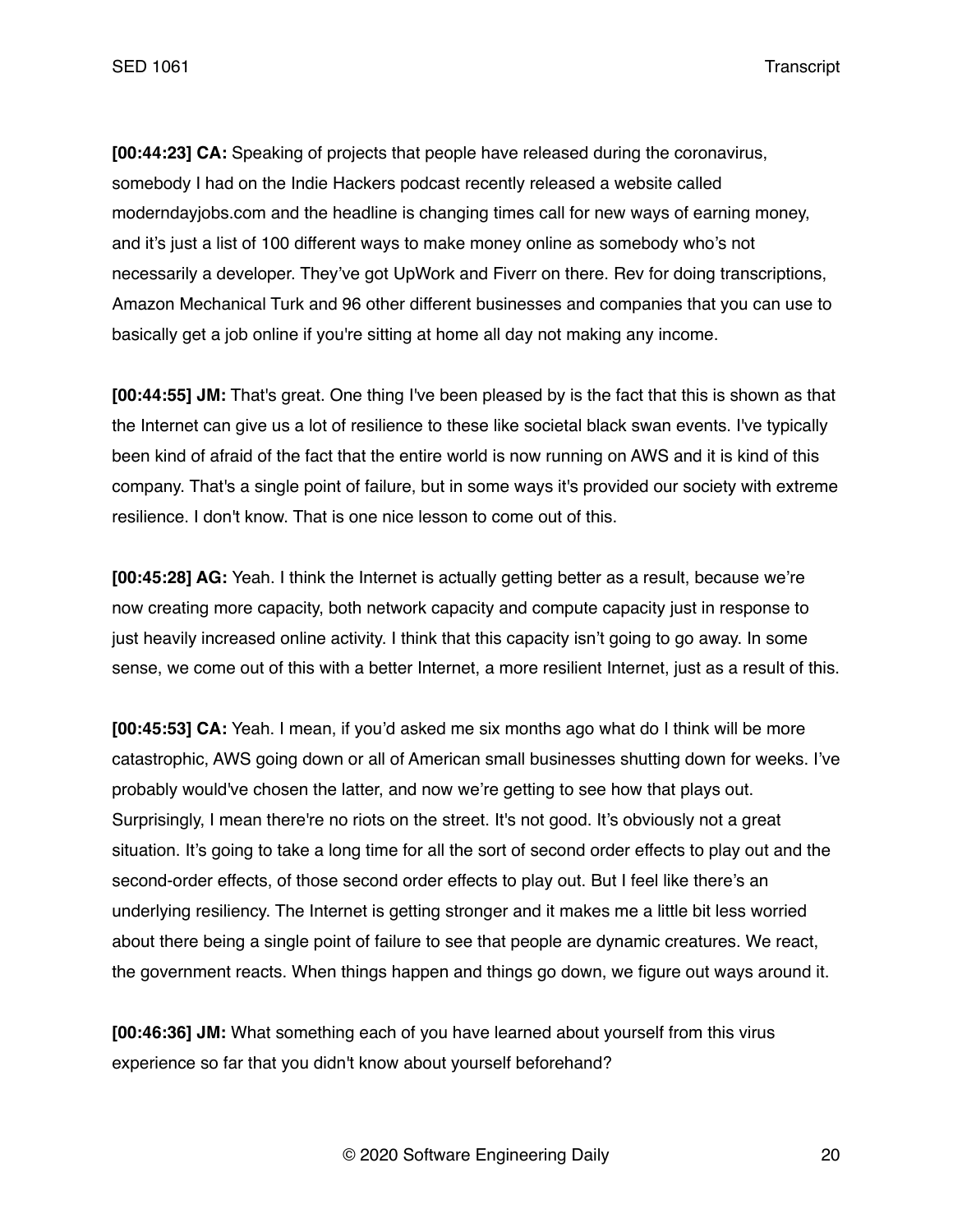**[00:44:23] CA:** Speaking of projects that people have released during the coronavirus, somebody I had on the Indie Hackers podcast recently released a website called moderndayjobs.com and the headline is changing times call for new ways of earning money, and it's just a list of 100 different ways to make money online as somebody who's not necessarily a developer. They've got UpWork and Fiverr on there. Rev for doing transcriptions, Amazon Mechanical Turk and 96 other different businesses and companies that you can use to basically get a job online if you're sitting at home all day not making any income.

**[00:44:55] JM:** That's great. One thing I've been pleased by is the fact that this is shown as that the Internet can give us a lot of resilience to these like societal black swan events. I've typically been kind of afraid of the fact that the entire world is now running on AWS and it is kind of this company. That's a single point of failure, but in some ways it's provided our society with extreme resilience. I don't know. That is one nice lesson to come out of this.

**[00:45:28] AG:** Yeah. I think the Internet is actually getting better as a result, because we're now creating more capacity, both network capacity and compute capacity just in response to just heavily increased online activity. I think that this capacity isn't going to go away. In some sense, we come out of this with a better Internet, a more resilient Internet, just as a result of this.

**[00:45:53] CA:** Yeah. I mean, if you'd asked me six months ago what do I think will be more catastrophic, AWS going down or all of American small businesses shutting down for weeks. I've probably would've chosen the latter, and now we're getting to see how that plays out. Surprisingly, I mean there're no riots on the street. It's not good. It's obviously not a great situation. It's going to take a long time for all the sort of second order effects to play out and the second-order effects, of those second order effects to play out. But I feel like there's an underlying resiliency. The Internet is getting stronger and it makes me a little bit less worried about there being a single point of failure to see that people are dynamic creatures. We react, the government reacts. When things happen and things go down, we figure out ways around it.

**[00:46:36] JM:** What something each of you have learned about yourself from this virus experience so far that you didn't know about yourself beforehand?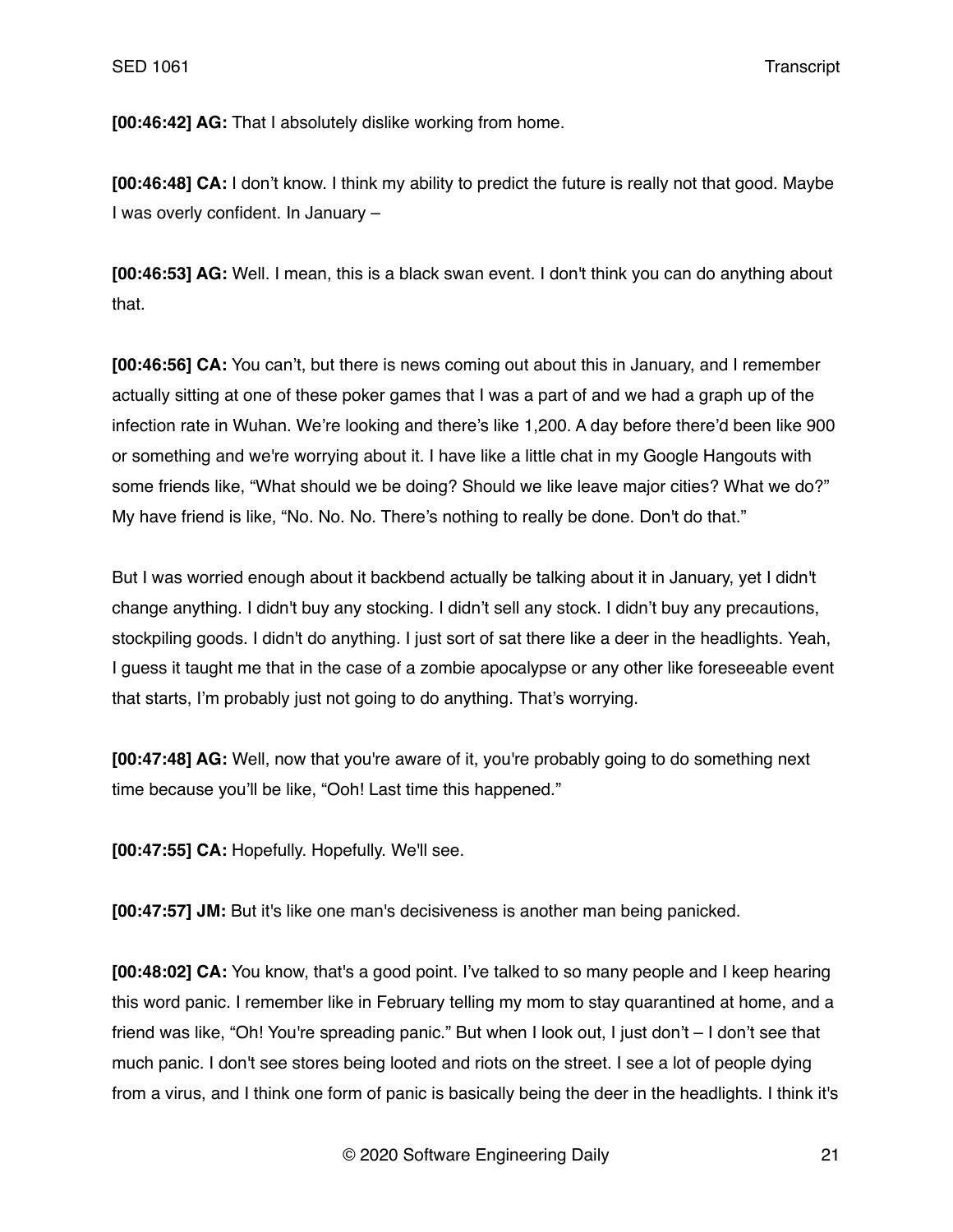**[00:46:42] AG:** That I absolutely dislike working from home.

**[00:46:48] CA:** I don't know. I think my ability to predict the future is really not that good. Maybe I was overly confident. In January –

**[00:46:53] AG:** Well. I mean, this is a black swan event. I don't think you can do anything about that.

**[00:46:56] CA:** You can't, but there is news coming out about this in January, and I remember actually sitting at one of these poker games that I was a part of and we had a graph up of the infection rate in Wuhan. We're looking and there's like 1,200. A day before there'd been like 900 or something and we're worrying about it. I have like a little chat in my Google Hangouts with some friends like, "What should we be doing? Should we like leave major cities? What we do?" My have friend is like, "No. No. No. There's nothing to really be done. Don't do that."

But I was worried enough about it backbend actually be talking about it in January, yet I didn't change anything. I didn't buy any stocking. I didn't sell any stock. I didn't buy any precautions, stockpiling goods. I didn't do anything. I just sort of sat there like a deer in the headlights. Yeah, I guess it taught me that in the case of a zombie apocalypse or any other like foreseeable event that starts, I'm probably just not going to do anything. That's worrying.

**[00:47:48] AG:** Well, now that you're aware of it, you're probably going to do something next time because you'll be like, "Ooh! Last time this happened."

**[00:47:55] CA:** Hopefully. Hopefully. We'll see.

**[00:47:57] JM:** But it's like one man's decisiveness is another man being panicked.

**[00:48:02] CA:** You know, that's a good point. I've talked to so many people and I keep hearing this word panic. I remember like in February telling my mom to stay quarantined at home, and a friend was like, "Oh! You're spreading panic." But when I look out, I just don't – I don't see that much panic. I don't see stores being looted and riots on the street. I see a lot of people dying from a virus, and I think one form of panic is basically being the deer in the headlights. I think it's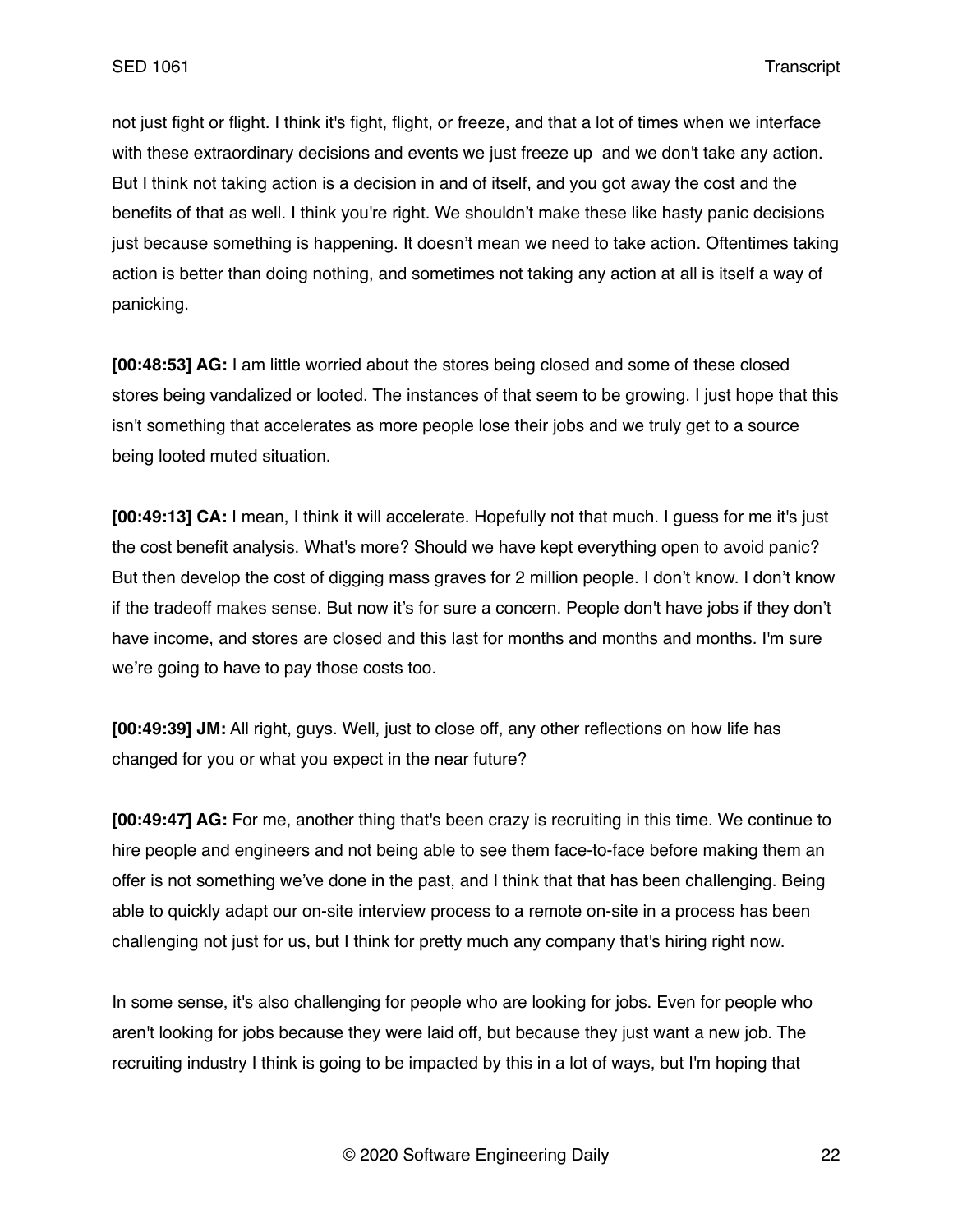not just fight or flight. I think it's fight, flight, or freeze, and that a lot of times when we interface with these extraordinary decisions and events we just freeze up  and we don't take any action. But I think not taking action is a decision in and of itself, and you got away the cost and the benefits of that as well. I think you're right. We shouldn't make these like hasty panic decisions just because something is happening. It doesn't mean we need to take action. Oftentimes taking action is better than doing nothing, and sometimes not taking any action at all is itself a way of panicking.

**[00:48:53] AG:** I am little worried about the stores being closed and some of these closed stores being vandalized or looted. The instances of that seem to be growing. I just hope that this isn't something that accelerates as more people lose their jobs and we truly get to a source being looted muted situation.

**[00:49:13] CA:** I mean, I think it will accelerate. Hopefully not that much. I guess for me it's just the cost benefit analysis. What's more? Should we have kept everything open to avoid panic? But then develop the cost of digging mass graves for 2 million people. I don't know. I don't know if the tradeoff makes sense. But now it's for sure a concern. People don't have jobs if they don't have income, and stores are closed and this last for months and months and months. I'm sure we're going to have to pay those costs too.

**[00:49:39] JM:** All right, guys. Well, just to close off, any other reflections on how life has changed for you or what you expect in the near future?

**[00:49:47] AG:** For me, another thing that's been crazy is recruiting in this time. We continue to hire people and engineers and not being able to see them face-to-face before making them an offer is not something we've done in the past, and I think that that has been challenging. Being able to quickly adapt our on-site interview process to a remote on-site in a process has been challenging not just for us, but I think for pretty much any company that's hiring right now.

In some sense, it's also challenging for people who are looking for jobs. Even for people who aren't looking for jobs because they were laid off, but because they just want a new job. The recruiting industry I think is going to be impacted by this in a lot of ways, but I'm hoping that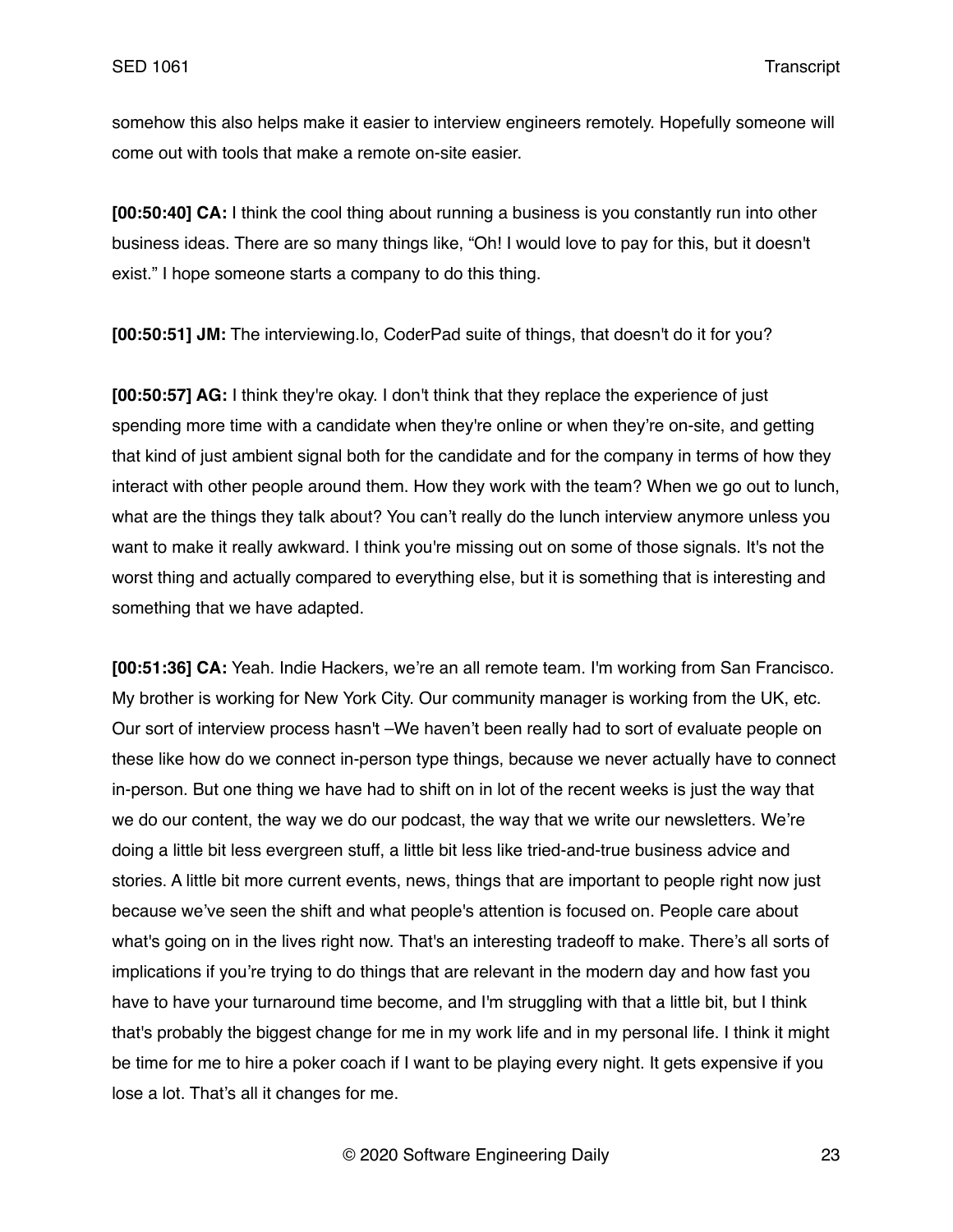somehow this also helps make it easier to interview engineers remotely. Hopefully someone will come out with tools that make a remote on-site easier.

**[00:50:40] CA:** I think the cool thing about running a business is you constantly run into other business ideas. There are so many things like, “Oh! I would love to pay for this, but it doesn't exist.” I hope someone starts a company to do this thing.

**[00:50:51] JM:** The interviewing.Io, CoderPad suite of things, that doesn't do it for you?

**[00:50:57] AG:** I think they're okay. I don't think that they replace the experience of just spending more time with a candidate when they're online or when they’re on-site, and getting that kind of just ambient signal both for the candidate and for the company in terms of how they interact with other people around them. How they work with the team? When we go out to lunch, what are the things they talk about? You can’t really do the lunch interview anymore unless you want to make it really awkward. I think you're missing out on some of those signals. It's not the worst thing and actually compared to everything else, but it is something that is interesting and something that we have adapted.

**[00:51:36] CA:** Yeah. Indie Hackers, we’re an all remote team. I'm working from San Francisco. My brother is working for New York City. Our community manager is working from the UK, etc. Our sort of interview process hasn't –We haven’t been really had to sort of evaluate people on these like how do we connect in-person type things, because we never actually have to connect in-person. But one thing we have had to shift on in lot of the recent weeks is just the way that we do our content, the way we do our podcast, the way that we write our newsletters. We’re doing a little bit less evergreen stuff, a little bit less like tried-and-true business advice and stories. A little bit more current events, news, things that are important to people right now just because we’ve seen the shift and what people's attention is focused on. People care about what's going on in the lives right now. That's an interesting tradeoff to make. There’s all sorts of implications if you’re trying to do things that are relevant in the modern day and how fast you have to have your turnaround time become, and I'm struggling with that a little bit, but I think that's probably the biggest change for me in my work life and in my personal life. I think it might be time for me to hire a poker coach if I want to be playing every night. It gets expensive if you lose a lot. That’s all it changes for me.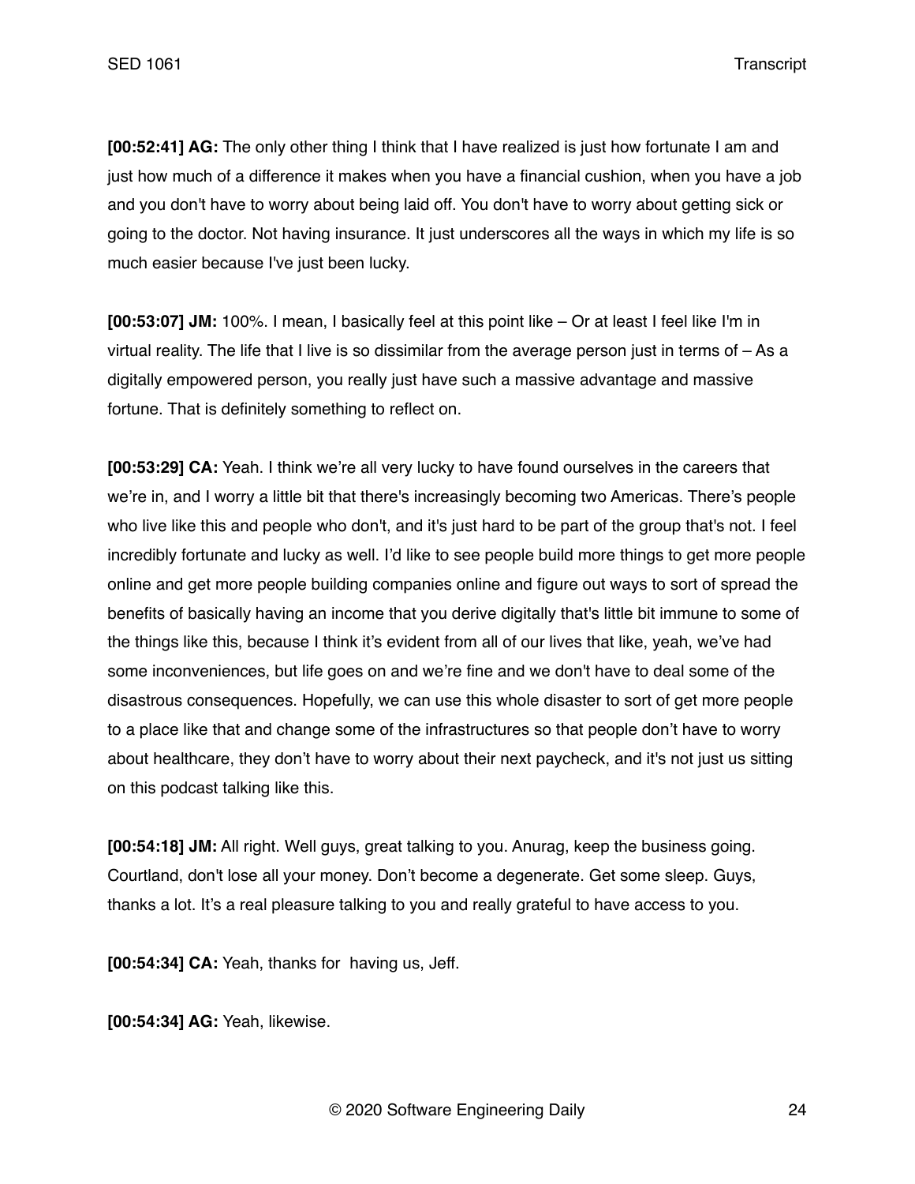**[00:52:41] AG:** The only other thing I think that I have realized is just how fortunate I am and just how much of a difference it makes when you have a financial cushion, when you have a job and you don't have to worry about being laid off. You don't have to worry about getting sick or going to the doctor. Not having insurance. It just underscores all the ways in which my life is so much easier because I've just been lucky.

**[00:53:07] JM:** 100%. I mean, I basically feel at this point like – Or at least I feel like I'm in virtual reality. The life that I live is so dissimilar from the average person just in terms of – As a digitally empowered person, you really just have such a massive advantage and massive fortune. That is definitely something to reflect on.

**[00:53:29] CA:** Yeah. I think we're all very lucky to have found ourselves in the careers that we're in, and I worry a little bit that there's increasingly becoming two Americas. There's people who live like this and people who don't, and it's just hard to be part of the group that's not. I feel incredibly fortunate and lucky as well. I'd like to see people build more things to get more people online and get more people building companies online and figure out ways to sort of spread the benefits of basically having an income that you derive digitally that's little bit immune to some of the things like this, because I think it's evident from all of our lives that like, yeah, we've had some inconveniences, but life goes on and we're fine and we don't have to deal some of the disastrous consequences. Hopefully, we can use this whole disaster to sort of get more people to a place like that and change some of the infrastructures so that people don't have to worry about healthcare, they don't have to worry about their next paycheck, and it's not just us sitting on this podcast talking like this.

**[00:54:18] JM:** All right. Well guys, great talking to you. Anurag, keep the business going. Courtland, don't lose all your money. Don't become a degenerate. Get some sleep. Guys, thanks a lot. It's a real pleasure talking to you and really grateful to have access to you.

**[00:54:34] CA:** Yeah, thanks for having us, Jeff.

**[00:54:34] AG:** Yeah, likewise.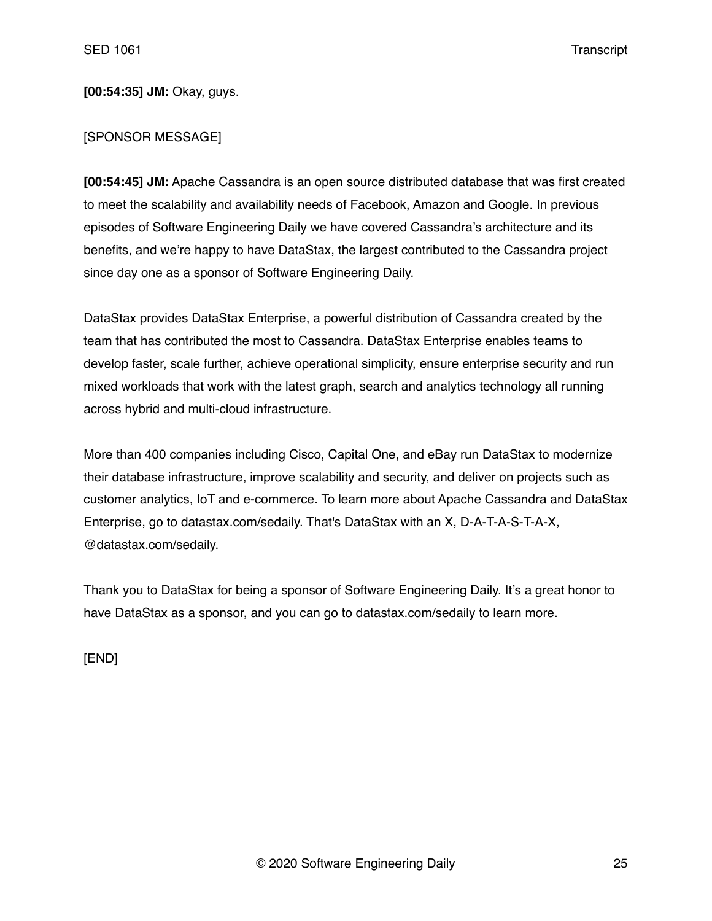**[00:54:35] JM:** Okay, guys.

[SPONSOR MESSAGE]

**[00:54:45] JM:** Apache Cassandra is an open source distributed database that was first created to meet the scalability and availability needs of Facebook, Amazon and Google. In previous episodes of Software Engineering Daily we have covered Cassandra's architecture and its benefits, and we're happy to have DataStax, the largest contributed to the Cassandra project since day one as a sponsor of Software Engineering Daily.

DataStax provides DataStax Enterprise, a powerful distribution of Cassandra created by the team that has contributed the most to Cassandra. DataStax Enterprise enables teams to develop faster, scale further, achieve operational simplicity, ensure enterprise security and run mixed workloads that work with the latest graph, search and analytics technology all running across hybrid and multi-cloud infrastructure.

More than 400 companies including Cisco, Capital One, and eBay run DataStax to modernize their database infrastructure, improve scalability and security, and deliver on projects such as customer analytics, IoT and e-commerce. To learn more about Apache Cassandra and DataStax Enterprise, go to datastax.com/sedaily. That's DataStax with an X, D-A-T-A-S-T-A-X, @datastax.com/sedaily.

Thank you to DataStax for being a sponsor of Software Engineering Daily. It's a great honor to have DataStax as a sponsor, and you can go to datastax.com/sedaily to learn more.

[END]